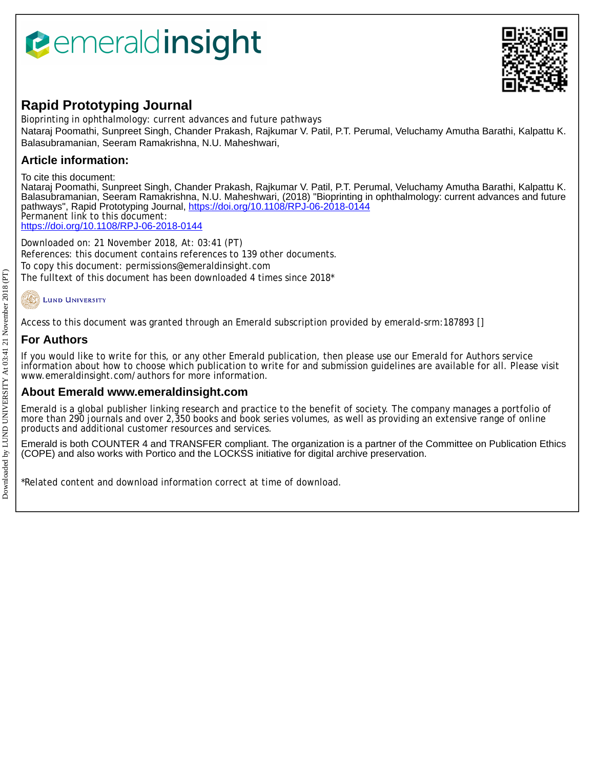# Rapid Prototyping Journal

Bioprinting in ophthalmology: current advances and future pathways

Nataraj Poomathi, Sunpreet Singh, Chander Prakash, Rajkumar V. Patil, P.T. Perumal, Veluchamy Amutha Barathi, Kalpattu K. Balasubramanian, Seeram Ramakrishna, N.U. Maheshwari,

## Article information:

To cite this document:

Nataraj Poomathi, Sunpreet Singh, Chander Prakash, Rajkumar V. Patil, P.T. Perumal, Veluchamy Amutha Barathi, Kalpattu K. Balasubramanian, Seeram Ramakrishna, N.U. Maheshwari, (2018) "Bioprinting in ophthalmology: current advances and future pathways", Rapid Prototyping Journal, https://doi.org/10.1108/RPJ-06-2018-0144

Permanent link to this document:

https://doi.org/10.1108/RPJ-06-2018-0144

Downloaded on: 21 November 2018, At: 03:41 (PT)

References: this document contains references to 139 other documents.

To copy this document: permissions@emeraldinsight.com

The fulltext of this document has been downloaded 4 times since 2018*

Lund University

Access to this document was granted through an Emerald subscription provided by emerald-srm:187893 []

## For Authors

If you would like to write for this, or any other Emerald publication, then please use our Emerald for Authors service information about how to choose which publication to write for and submission guidelines are available for all. Please visit www.emeraldinsight.com/authors for more information.

## About Emerald www.emeraldinsight.com

Emerald is a global publisher linking research and practice to the benefit of society. The company manages a portfolio of more than 290 journals and over 2,350 books and book series volumes, as well as providing an extensive range of online products and additional customer resources and services.

Emerald is both COUNTER 4 and TRANSFER compliant. The organization is a partner of the Committee on Publication Ethics (COPE) and also works with Portico and the LOCKSS initiative for digital archive preservation.

*Related content and download information correct at time of download.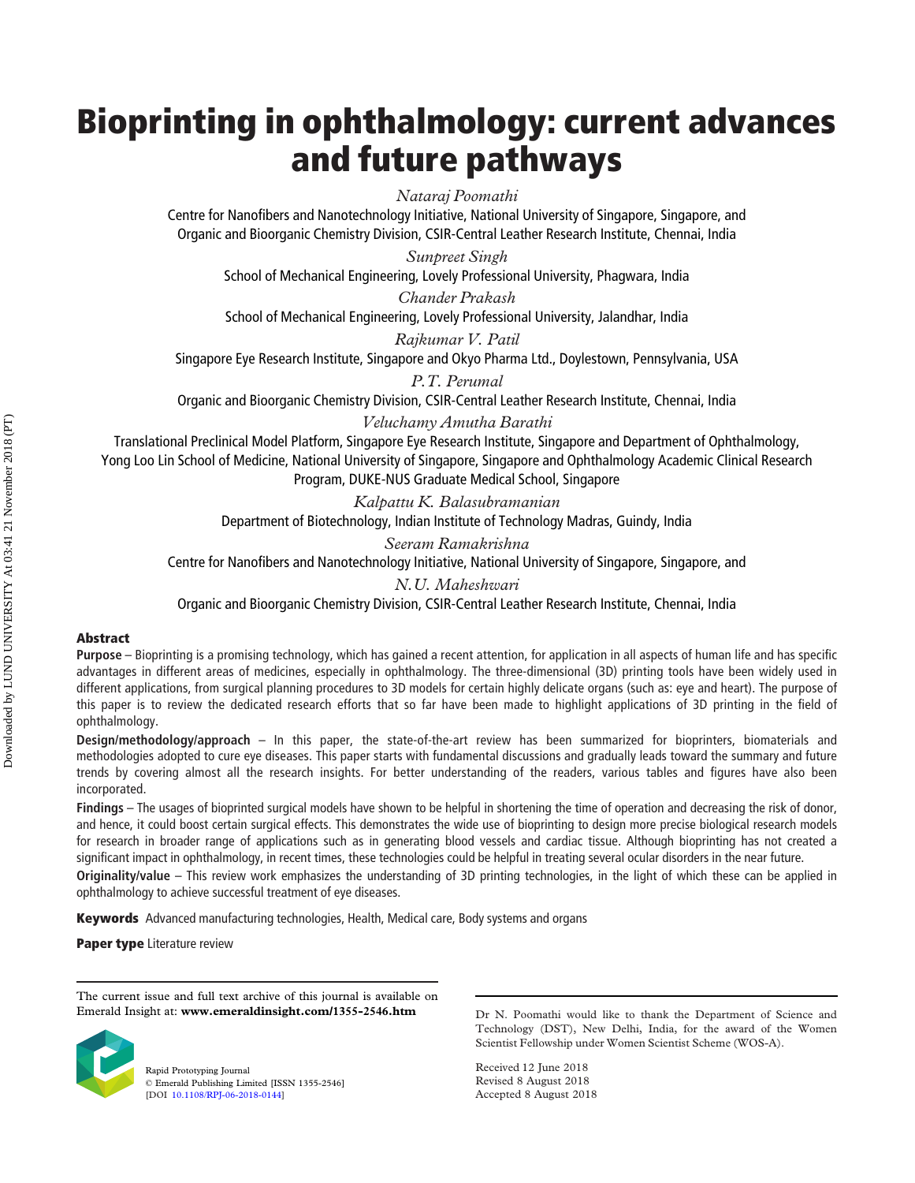# Bioprinting in ophthalmology: current advances and future pathways

*Nataraj Poomathi*

Centre for Nanofibers and Nanotechnology Initiative, National University of Singapore, Singapore, and Organic and Bioorganic Chemistry Division, CSIR-Central Leather Research Institute, Chennai, India

*Sunpreet Singh*

School of Mechanical Engineering, Lovely Professional University, Phagwara, India

*Chander Prakash*

School of Mechanical Engineering, Lovely Professional University, Jalandhar, India

*Rajkumar V. Patil*

Singapore Eye Research Institute, Singapore and Okyo Pharma Ltd., Doylestown, Pennsylvania, USA

*P.T. Perumal*

Organic and Bioorganic Chemistry Division, CSIR-Central Leather Research Institute, Chennai, India

*Veluchamy Amutha Barathi*

Translational Preclinical Model Platform, Singapore Eye Research Institute, Singapore and Department of Ophthalmology, Yong Loo Lin School of Medicine, National University of Singapore, Singapore and Ophthalmology Academic Clinical Research Program, DUKE-NUS Graduate Medical School, Singapore

*Kalpattu K. Balasubramanian*

Department of Biotechnology, Indian Institute of Technology Madras, Guindy, India

*Seeram Ramakrishna*

Centre for Nanofibers and Nanotechnology Initiative, National University of Singapore, Singapore, and

*N.U. Maheshwari*

Organic and Bioorganic Chemistry Division, CSIR-Central Leather Research Institute, Chennai, India

## Abstract

**Purpose** – Bioprinting is a promising technology, which has gained a recent attention, for application in all aspects of human life and has specific advantages in different areas of medicines, especially in ophthalmology. The three-dimensional (3D) printing tools have been widely used in different applications, from surgical planning procedures to 3D models for certain highly delicate organs (such as: eye and heart). The purpose of this paper is to review the dedicated research efforts that so far have been made to highlight applications of 3D printing in the field of ophthalmology.

**Design/methodology/approach** – In this paper, the state-of-the-art review has been summarized for bioprinters, biomaterials and methodologies adopted to cure eye diseases. This paper starts with fundamental discussions and gradually leads toward the summary and future trends by covering almost all the research insights. For better understanding of the readers, various tables and figures have also been incorporated.

**Findings** – The usages of bioprinted surgical models have shown to be helpful in shortening the time of operation and decreasing the risk of donor, and hence, it could boost certain surgical effects. This demonstrates the wide use of bioprinting to design more precise biological research models for research in broader range of applications such as in generating blood vessels and cardiac tissue. Although bioprinting has not created a significant impact in ophthalmology, in recent times, these technologies could be helpful in treating several ocular disorders in the near future.

**Originality/value** – This review work emphasizes the understanding of 3D printing technologies, in the light of which these can be applied in ophthalmology to achieve successful treatment of eye diseases.

**Keywords** Advanced manufacturing technologies, Health, Medical care, Body systems and organs

**Paper type** Literature review

The current issue and full text archive of this journal is available on Emerald Insight at: **www.emeraldinsight.com/1355-2546.htm**

Rapid Prototyping Journal
© Emerald Publishing Limited [ISSN 1355-2546]
[DOI 10.1108/RPJ-06-2018-0144]

Dr N. Poomathi would like to thank the Department of Science and Technology (DST), New Delhi, India, for the award of the Women Scientist Fellowship under Women Scientist Scheme (WOS-A).

Received 12 June 2018
Revised 8 August 2018
Accepted 8 August 2018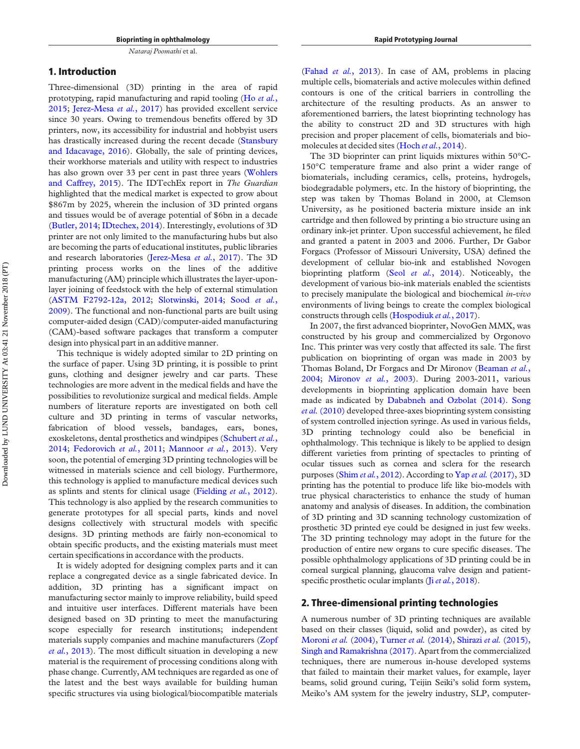## 1. Introduction

Three-dimensional (3D) printing in the area of rapid prototyping, rapid manufacturing and rapid tooling (Ho *et al.*, 2015; Jerez-Mesa *et al.*, 2017) has provided excellent service since 30 years. Owing to tremendous benefits offered by 3D printers, now, its accessibility for industrial and hobbyist users has drastically increased during the recent decade (Stansbury and Idacavage, 2016). Globally, the sale of printing devices, their workhorse materials and utility with respect to industries has also grown over 33 per cent in past three years (Wohlers and Caffrey, 2015). The IDTechEx report in *The Guardian* highlighted that the medical market is expected to grow about \$867m by 2025, wherein the inclusion of 3D printed organs and tissues would be of average potential of \$6bn in a decade (Butler, 2014; IDtechex, 2014). Interestingly, evolutions of 3D printer are not only limited to the manufacturing hubs but also are becoming the parts of educational institutes, public libraries and research laboratories (Jerez-Mesa *et al.*, 2017). The 3D printing process works on the lines of the additive manufacturing (AM) principle which illustrates the layer-upon-layer joining of feedstock with the help of external stimulation (ASTM F2792-12a, 2012; Slotwinski, 2014; Sood *et al.*, 2009). The functional and non-functional parts are built using computer-aided design (CAD)/computer-aided manufacturing (CAM)-based software packages that transform a computer design into physical part in an additive manner.

This technique is widely adopted similar to 2D printing on the surface of paper. Using 3D printing, it is possible to print guns, clothing and designer jewelry and car parts. These technologies are more advent in the medical fields and have the possibilities to revolutionize surgical and medical fields. Ample numbers of literature reports are investigated on both cell culture and 3D printing in terms of vascular networks, fabrication of blood vessels, bandages, ears, bones, exoskeletons, dental prosthetics and windpipes (Schubert *et al.*, 2014; Fedorovich *et al.*, 2011; Mannoor *et al.*, 2013). Very soon, the potential of emerging 3D printing technologies will be witnessed in materials science and cell biology. Furthermore, this technology is applied to manufacture medical devices such as splints and stents for clinical usage (Fielding *et al.*, 2012). This technology is also applied by the research communities to generate prototypes for all special parts, kinds and novel designs collectively with structural models with specific designs. 3D printing methods are fairly non-economical to obtain specific products, and the existing materials must meet certain specifications in accordance with the products.

It is widely adopted for designing complex parts and it can replace a congregated device as a single fabricated device. In addition, 3D printing has a significant impact on manufacturing sector mainly to improve reliability, build speed and intuitive user interfaces. Different materials have been designed based on 3D printing to meet the manufacturing scope especially for research institutions; independent materials supply companies and machine manufacturers (Zopf *et al.*, 2013). The most difficult situation in developing a new material is the requirement of processing conditions along with phase change. Currently, AM techniques are regarded as one of the latest and the best ways available for building human specific structures via using biological/biocompatible materials (Fahad *et al.*, 2013). In case of AM, problems in placing multiple cells, biomaterials and active molecules within defined contours is one of the critical barriers in controlling the architecture of the resulting products. As an answer to aforementioned barriers, the latest bioprinting technology has the ability to construct 2D and 3D structures with high precision and proper placement of cells, biomaterials and biomolecules at decided sites (Hoch *et al.*, 2014).

The 3D bioprinter can print liquids mixtures within 50°C-150°C temperature frame and also print a wider range of biomaterials, including ceramics, cells, proteins, hydrogels, biodegradable polymers, etc. In the history of bioprinting, the step was taken by Thomas Boland in 2000, at Clemson University, as he positioned bacteria mixture inside an ink cartridge and then followed by printing a bio structure using an ordinary ink-jet printer. Upon successful achievement, he filed and granted a patent in 2003 and 2006. Further, Dr Gabor Forgacs (Professor of Missouri University, USA) defined the development of cellular bio-ink and established Novogen bioprinting platform (Seol *et al.*, 2014). Noticeably, the development of various bio-ink materials enabled the scientists to precisely manipulate the biological and biochemical *in-vivo* environments of living beings to create the complex biological constructs through cells (Hospodiuk *et al.*, 2017).

In 2007, the first advanced bioprinter, NovoGen MMX, was constructed by his group and commercialized by Orgonovo Inc. This printer was very costly that affected its sale. The first publication on bioprinting of organ was made in 2003 by Thomas Boland, Dr Forgacs and Dr Mironov (Beaman *et al.*, 2004; Mironov *et al.*, 2003). During 2003-2011, various developments in bioprinting application domain have been made as indicated by Dababneh and Ozbolat (2014). Song *et al.* (2010) developed three-axes bioprinting system consisting of system controlled injection syringe. As used in various fields, 3D printing technology could also be beneficial in ophthalmology. This technique is likely to be applied to design different varieties from printing of spectacles to printing of ocular tissues such as cornea and sclera for the research purposes (Shim *et al.*, 2012). According to Yap *et al.* (2017), 3D printing has the potential to produce life like bio-models with true physical characteristics to enhance the study of human anatomy and analysis of diseases. In addition, the combination of 3D printing and 3D scanning technology customization of prosthetic 3D printed eye could be designed in just few weeks. The 3D printing technology may adopt in the future for the production of entire new organs to cure specific diseases. The possible ophthalmology applications of 3D printing could be in corneal surgical planning, glaucoma valve design and patient-specific prosthetic ocular implants (Ji *et al.*, 2018).

## 2. Three-dimensional printing technologies

A numerous number of 3D printing techniques are available based on their classes (liquid, solid and powder), as cited by Moroni *et al.* (2004), Turner *et al.* (2014), Shirazi *et al.* (2015), Singh and Ramakrishna (2017). Apart from the commercialized techniques, there are numerous in-house developed systems that failed to maintain their market values, for example, layer beams, solid ground curing, Teijin Seiki's solid form system, Meiko's AM system for the jewelry industry, SLP, computer-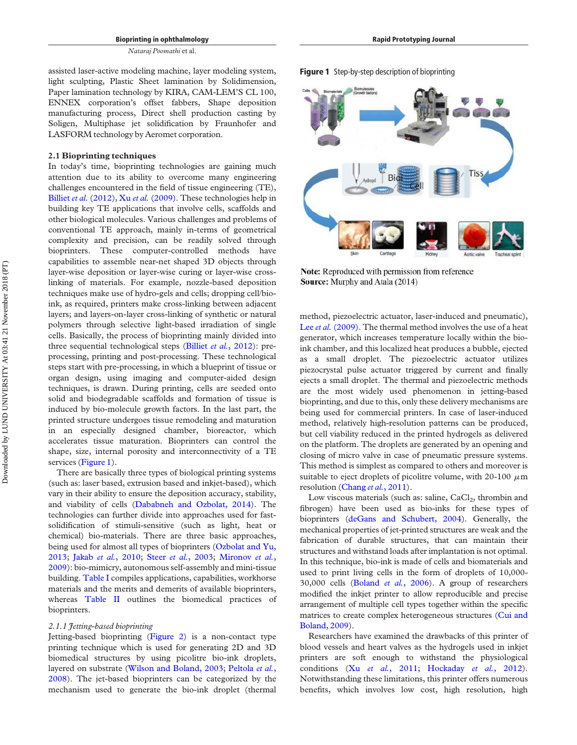assisted laser-active modeling machine, layer modeling system, light sculpting, Plastic Sheet lamination by Solidimension, Paper lamination technology by KIRA, CAM-LEM'S CL 100, ENNEX corporation's offset fabbers, Shape deposition manufacturing process, Direct shell production casting by Soligen, Multiphase jet solidification by Fraunhofer and LASFORM technology by Aeromet corporation.

### 2.1 Bioprinting techniques

In today's time, bioprinting technologies are gaining much attention due to its ability to overcome many engineering challenges encountered in the field of tissue engineering (TE), Billiet *et al.* (2012), Xu *et al.* (2009). These technologies help in building key TE applications that involve cells, scaffolds and other biological molecules. Various challenges and problems of conventional TE approach, mainly in-terms of geometrical complexity and precision, can be readily solved through bioprinters. These computer-controlled methods have capabilities to assemble near-net shaped 3D objects through layer-wise deposition or layer-wise curing or layer-wise cross-linking of materials. For example, nozzle-based deposition techniques make use of hydro-gels and cells; dropping cell/bio-ink, as required, printers make cross-linking between adjacent layers; and layers-on-layer cross-linking of synthetic or natural polymers through selective light-based irradiation of single cells. Basically, the process of bioprinting mainly divided into three sequential technological steps (Billiet *et al.*, 2012): pre-processing, printing and post-processing. These technological steps start with pre-processing, in which a blueprint of tissue or organ design, using imaging and computer-aided design techniques, is drawn. During printing, cells are seeded onto solid and biodegradable scaffolds and formation of tissue is induced by bio-molecule growth factors. In the last part, the printed structure undergoes tissue remodeling and maturation in an especially designed chamber, bioreactor, which accelerates tissue maturation. Bioprinters can control the shape, size, internal porosity and interconnectivity of a TE services (Figure 1).

There are basically three types of biological printing systems (such as: laser based, extrusion based and inkjet-based), which vary in their ability to ensure the deposition accuracy, stability, and viability of cells (Dababneh and Ozbolat, 2014). The technologies can further divide into approaches used for fast-solidification of stimuli-sensitive (such as light, heat or chemical) bio-materials. There are three basic approaches, being used for almost all types of bioprinters (Ozbolat and Yu, 2013; Jakab *et al.*, 2010; Steer *et al.*, 2003; Mironov *et al.*, 2009): bio-mimicry, autonomous self-assembly and mini-tissue building. Table I compiles applications, capabilities, workhorse materials and the merits and demerits of available bioprinters, whereas Table II outlines the biomedical practices of bioprinters.

#### 2.1.1 *Jetting-based bioprinting*

Jetting-based bioprinting (Figure 2) is a non-contact type printing technique which is used for generating 2D and 3D biomedical structures by using picolitre bio-ink droplets, layered on substrate (Wilson and Boland, 2003; Peltola *et al.*, 2008). The jet-based bioprinters can be categorized by the mechanism used to generate the bio-ink droplet (thermal method, piezoelectric actuator, laser-induced and pneumatic), Lee *et al.* (2009). The thermal method involves the use of a heat generator, which increases temperature locally within the bio-ink chamber, and this localized heat produces a bubble, ejected as a small droplet. The piezoelectric actuator utilizes piezocrystal pulse actuator triggered by current and finally ejects a small droplet. The thermal and piezoelectric methods are the most widely used phenomenon in jetting-based bioprinting, and due to this, only these delivery mechanisms are being used for commercial printers. In case of laser-induced method, relatively high-resolution patterns can be produced, but cell viability reduced in the printed hydrogels as delivered on the platform. The droplets are generated by an opening and closing of micro valve in case of pneumatic pressure systems. This method is simplest as compared to others and moreover is suitable to eject droplets of picolitre volume, with 20-100 $\mu$m resolution (Chang *et al.*, 2011).

**Figure 1** Step-by-step description of bioprinting

**Note:** Reproduced with permission from reference
**Source:** Murphy and Atala (2014)

Low viscous materials (such as: saline, $CaCl_2$, thrombin and fibrogen) have been used as bio-inks for these types of bioprinters (deGans and Schubert, 2004). Generally, the mechanical properties of jet-printed structures are weak and the fabrication of durable structures, that can maintain their structures and withstand loads after implantation is not optimal. In this technique, bio-ink is made of cells and biomaterials and used to print living cells in the form of droplets of 10,000-30,000 cells (Boland *et al.*, 2006). A group of researchers modified the inkjet printer to allow reproducible and precise arrangement of multiple cell types together within the specific matrices to create complex heterogeneous structures (Cui and Boland, 2009).

Researchers have examined the drawbacks of this printer of blood vessels and heart valves as the hydrogels used in inkjet printers are soft enough to withstand the physiological conditions (Xu *et al.*, 2011; Hockaday *et al.*, 2012). Notwithstanding these limitations, this printer offers numerous benefits, which involves low cost, high resolution, high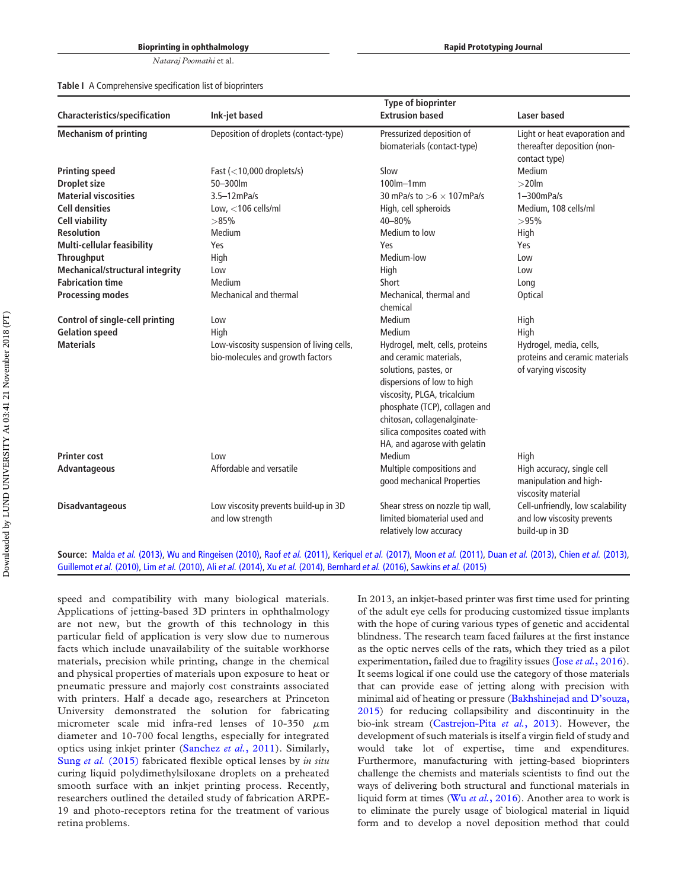Table I A Comprehensive specification list of bioprinters

| Characteristics/specification | Type of bioprinter | | |
|---|---|---|---|
| | **Ink-jet based** | **Extrusion based** | **Laser based** |
| **Mechanism of printing** | Deposition of droplets (contact-type) | Pressurized deposition of biomaterials (contact-type) | Light or heat evaporation and thereafter deposition (non-contact type) |
| **Printing speed** | Fast (<10,000 droplets/s) | Slow | Medium |
| **Droplet size** | 50–300lm | 100lm–1mm | >20lm |
| **Material viscosities** | 3.5–12mPa/s | 30 mPa/s to >6 × 107mPa/s | 1–300mPa/s |
| **Cell densities** | Low, <106 cells/ml | High, cell spheroids | Medium, 108 cells/ml |
| **Cell viability** | >85% | 40–80% | >95% |
| **Resolution** | Medium | Medium to low | High |
| **Multi-cellular feasibility** | Yes | Yes | Yes |
| **Throughput** | High | Medium-low | Low |
| **Mechanical/structural integrity** | Low | High | Low |
| **Fabrication time** | Medium | Short | Long |
| **Processing modes** | Mechanical and thermal | Mechanical, thermal and chemical | Optical |
| **Control of single-cell printing** | Low | Medium | High |
| **Gelation speed** | High | Medium | High |
| **Materials** | Low-viscosity suspension of living cells, bio-molecules and growth factors | Hydrogel, melt, cells, proteins and ceramic materials, solutions, pastes, or dispersions of low to high viscosity, PLGA, tricalcium phosphate (TCP), collagen and chitosan, collagenalginate-silica composites coated with HA, and agarose with gelatin | Hydrogel, media, cells, proteins and ceramic materials of varying viscosity |
| **Printer cost** | Low | Medium | High |
| **Advantageous** | Affordable and versatile | Multiple compositions and good mechanical Properties | High accuracy, single cell manipulation and high-viscosity material |
| **Disadvantageous** | Low viscosity prevents build-up in 3D and low strength | Shear stress on nozzle tip wall, limited biomaterial used and relatively low accuracy | Cell-unfriendly, low scalability and low viscosity prevents build-up in 3D |

**Source:** Malda *et al.* (2013), Wu and Ringeisen (2010), Raof *et al.* (2011), Keriquel *et al.* (2017), Moon *et al.* (2011), Duan *et al.* (2013), Chien *et al.* (2013), Guillemot *et al.* (2010), Lim *et al.* (2010), Ali *et al.* (2014), Xu *et al.* (2014), Bernhard *et al.* (2016), Sawkins *et al.* (2015)

speed and compatibility with many biological materials. Applications of jetting-based 3D printers in ophthalmology are not new, but the growth of this technology in this particular field of application is very slow due to numerous facts which include unavailability of the suitable workhorse materials, precision while printing, change in the chemical and physical properties of materials upon exposure to heat or pneumatic pressure and majorly cost constraints associated with printers. Half a decade ago, researchers at Princeton University demonstrated the solution for fabricating micrometer scale mid infra-red lenses of 10-350 $\mu$m diameter and 10-700 focal lengths, especially for integrated optics using inkjet printer (Sanchez *et al.*, 2011). Similarly, Sung *et al.* (2015) fabricated flexible optical lenses by *in situ* curing liquid polydimethylsiloxane droplets on a preheated smooth surface with an inkjet printing process. Recently, researchers outlined the detailed study of fabrication ARPE-19 and photo-receptors retina for the treatment of various retina problems.

In 2013, an inkjet-based printer was first time used for printing of the adult eye cells for producing customized tissue implants with the hope of curing various types of genetic and accidental blindness. The research team faced failures at the first instance as the optic nerves cells of the rats, which they tried as a pilot experimentation, failed due to fragility issues (Jose *et al.*, 2016). It seems logical if one could use the category of those materials that can provide ease of jetting along with precision with minimal aid of heating or pressure (Bakhshinejad and D'souza, 2015) for reducing collapsibility and discontinuity in the bio-ink stream (Castrejon-Pita *et al.*, 2013). However, the development of such materials is itself a virgin field of study and would take lot of expertise, time and expenditures. Furthermore, manufacturing with jetting-based bioprinters challenge the chemists and materials scientists to find out the ways of delivering both structural and functional materials in liquid form at times (Wu *et al.*, 2016). Another area to work is to eliminate the purely usage of biological material in liquid form and to develop a novel deposition method that could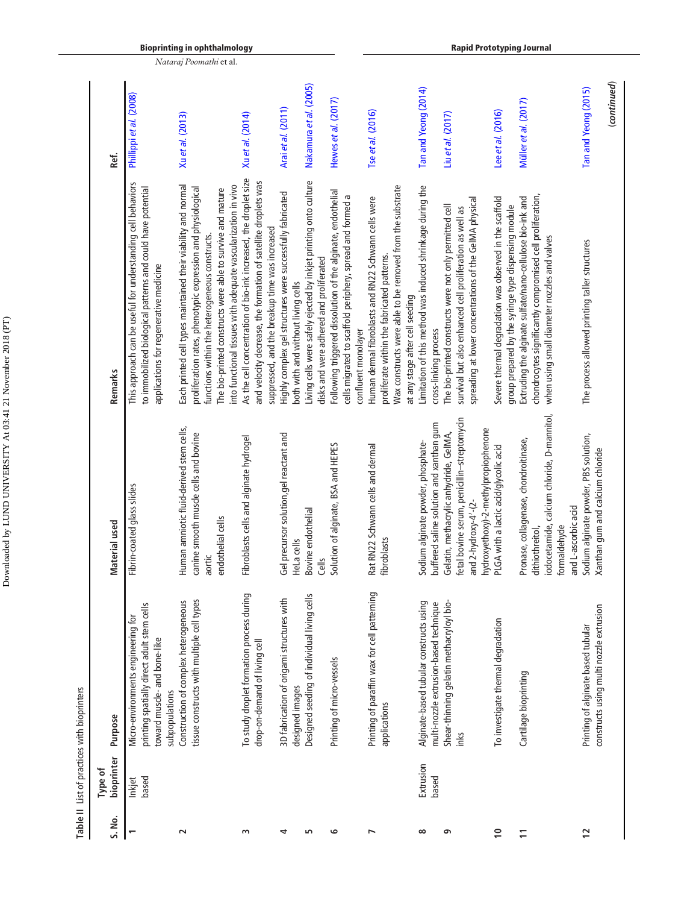**Table II** List of practices with bioprinters

| S. No. | Type of bioprinter | Purpose | Material used | Remarks | Ref. |
|---|---|---|---|---|---|
| 1 | Inkjet based | Micro-environments engineering for printing spatially direct adult stem cells toward muscle- and bone-like subpopulations | Fibrin-coated glass slides | This approach can be useful for understanding cell behaviors to immobilized biological patterns and could have potential applications for regenerative medicine | Phillippi *et al.* (2008) |
| 2 | | Construction of complex heterogeneous tissue constructs with multiple cell types | Human amniotic fluid-derived stem cells, canine smooth muscle cells and bovine aortic endothelial cells | Each printed cell types maintained their viability and normal proliferation rates, phenotypic expression and physiological functions within the heterogeneous constructs. The bio-printed constructs were able to survive and mature into functional tissues with adequate vascularization in vivo | Xu *et al.* (2013) |
| 3 | | To study droplet formation process during drop-on-demand of living cell | Fibroblasts cells and alginate hydrogel | As the cell concentration of bio-ink increased, the droplet size and velocity decrease, the formation of satellite droplets was suppressed, and the breakup time was increased | Xu *et al.* (2014) |
| 4 | | 3D fabrication of origami structures with designed images | Gel precursor solution,gel reactant and HeLa cells | Highly complex gel structures were successfully fabricated both with and without living cells | Arai *et al.* (2011) |
| 5 | | Designed seeding of individual living cells | Bovine endothelial Cells | Living cells were safely ejected by inkjet printing onto culture disks and were adhered and proliferated | Nakamura *et al.* (2005) |
| 6 | | Printing of micro-vessels | Solution of alginate, BSA and HEPES | Following triggered dissolution of the alginate, endothelial cells migrated to scaffold periphery, spread and formed a confluent monolayer | Hewes *et al.* (2017) |
| 7 | | Printing of paraffin wax for cell patterning applications | Rat RN22 Schwann cells and dermal fibroblasts | Human dermal fibroblasts and RN22 Schwann cells were proliferate within the fabricated patterns. Wax constructs were able to be removed from the substrate at any stage after cell seeding | Tse *et al.* (2016) |
| 8 | Extrusion based | Alginate-based tubular constructs using multi-nozzle extrusion-based technique | Sodium alginate powder, phosphate-buffered saline solution and xanthan gum | Limitation of this method was induced shrinkage during the cross-linking process | Tan and Yeong (2014) |
| 9 | | Shear-thinning gelatin methacryloyl bio-inks | Gelatin, methacrylic anhydride, GelMA, fetal bovine serum, penicillin–streptomycin and 2-hydroxy-4′-(2-hydroxyethoxy)-2-methylpropiophenone | The bio-printed constructs were not only permitted cell survival but also enhanced cell proliferation as well as spreading at lower concentrations of the GelMA physical | Liu *et al.* (2017) |
| 10 | | To investigate thermal degradation | PLGA with a lactic acid/glycolic acid | Severe thermal degradation was observed in the scaffold group prepared by the syringe type dispensing module | Lee *et al.* (2016) |
| 11 | | Cartilage bioprinting | Pronase, collagenase, chondroitinase, dithiothreitol, iodocetamide, calcium chloride, D-mannitol, formaldehyde and L-ascorbic acid | Extruding the alginate sulfate/nano-cellulose bio-ink and chondrocytes significantly compromised cell proliferation, when using small diameter nozzles and valves | Müller *et al.* (2017) |
| 12 | | Printing of alginate based tubular constructs using multi nozzle extrusion | Sodium alginate powder, PBS solution, Xanthan gum and calcium chloride | The process allowed printing taller structures | Tan and Yeong (2015) |

(*continued*)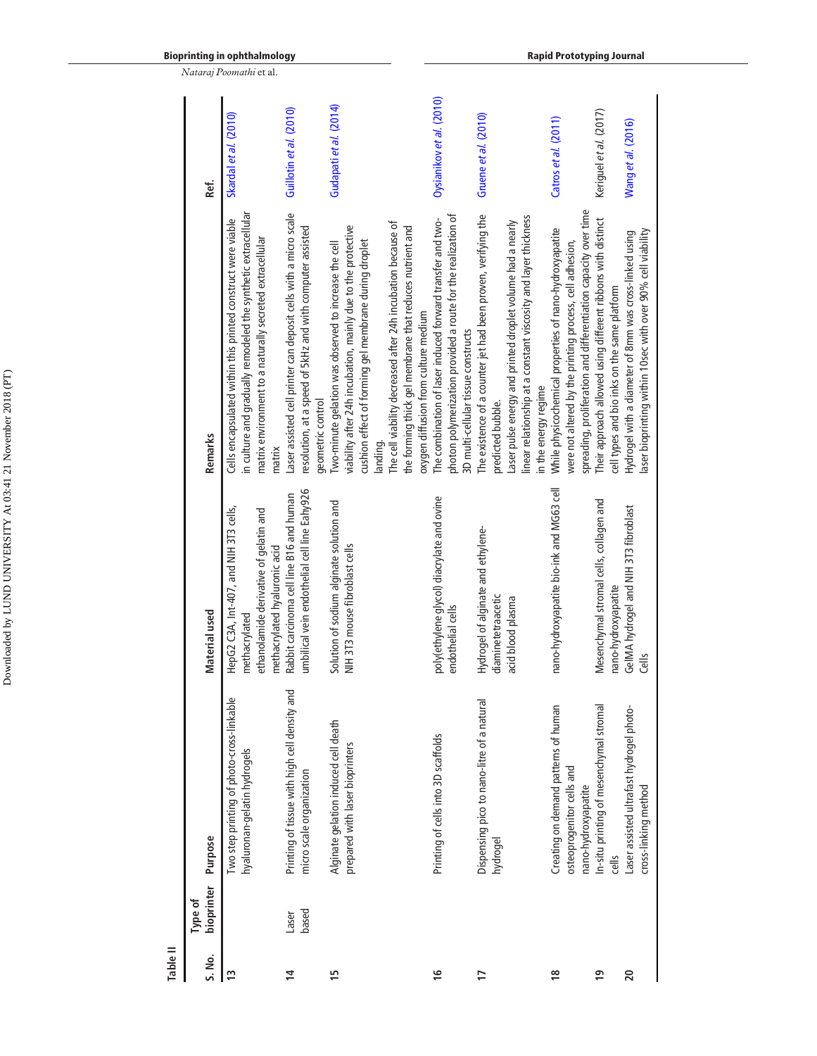**Table II**

| S. No. | Type of bioprinter | Purpose | Material used | Remarks | Ref. |
|---|---|---|---|---|---|
| 13 | | Two step printing of photo-cross-linkable hyaluronan-gelatin hydrogels | HepG2 C3A, Int-407, and NIH 3T3 cells, methacrylated ethanolamide derivative of gelatin and methacrylated hyaluronic acid | Cells encapsulated within this printed construct were viable in culture and gradually remodeled the synthetic extracellular matrix environment to a naturally secreted extracellular matrix | Skardal *et al.* (2010) |
| 14 | Laser based | Printing of tissue with high cell density and micro scale organization | Rabbit carcinoma cell line B16 and human umbilical vein endothelial cell line Eahy926 | Laser assisted cell printer can deposit cells with a micro scale resolution, at a speed of 5kHz and with computer assisted geometric control | Guillotin *et al.* (2010) |
| 15 | | Alginate gelation induced cell death prepared with laser bioprinters | Solution of sodium alginate solution and NIH 3T3 mouse fibroblast cells | Two-minute gelation was observed to increase the cell viability after 24h incubation, mainly due to the protective cushion effect of forming gel membrane during droplet landing. The cell viability decreased after 24h incubation because of the forming thick gel membrane that reduces nutrient and oxygen diffusion from culture medium | Gudapati *et al.* (2014) |
| 16 | | Printing of cells into 3D scaffolds | poly(ethylene glycol) diacrylate and ovine endothelial cells | The combination of laser induced forward transfer and two-photon polymerization provided a route for the realization of 3D multi-cellular tissue constructs | Ovsianikov *et al.* (2010) |
| 17 | | Dispensing pico to nano-litre of a natural hydrogel | Hydrogel of alginate and ethylene-diaminetetraacetic acid blood plasma | The existence of a counter jet had been proven, verifying the predicted bubble. Laser pulse energy and printed droplet volume had a nearly linear relationship at a constant viscosity and layer thickness in the energy regime | Gruene *et al.* (2010) |
| 18 | | Creating on demand patterns of human osteoprogenitor cells and nano-hydroxyapatite | nano-hydroxyapatite bio-ink and MG63 cell | While physicochemical properties of nano-hydroxyapatite were not altered by the printing process, cell adhesion, spreading, proliferation and differentiation capacity over time | Catros *et al.* (2011) |
| 19 | | In-situ printing of mesenchymal stromal cells | Mesenchymal stromal cells, collagen and nano-hydroxyapatite | Their approach allowed using different ribbons with distinct cell types and bio inks on the same platform | Keriquel *et al.* (2017) |
| 20 | | Laser assisted ultrafast hydrogel photo-cross-linking method | GelMA hydrogel and NIH 3T3 fibroblast Cells | Hydrogel with a diameter of 8mm was cross-linked using laser bioprinting within 10sec with over 90% cell viability | Wang *et al.* (2016) |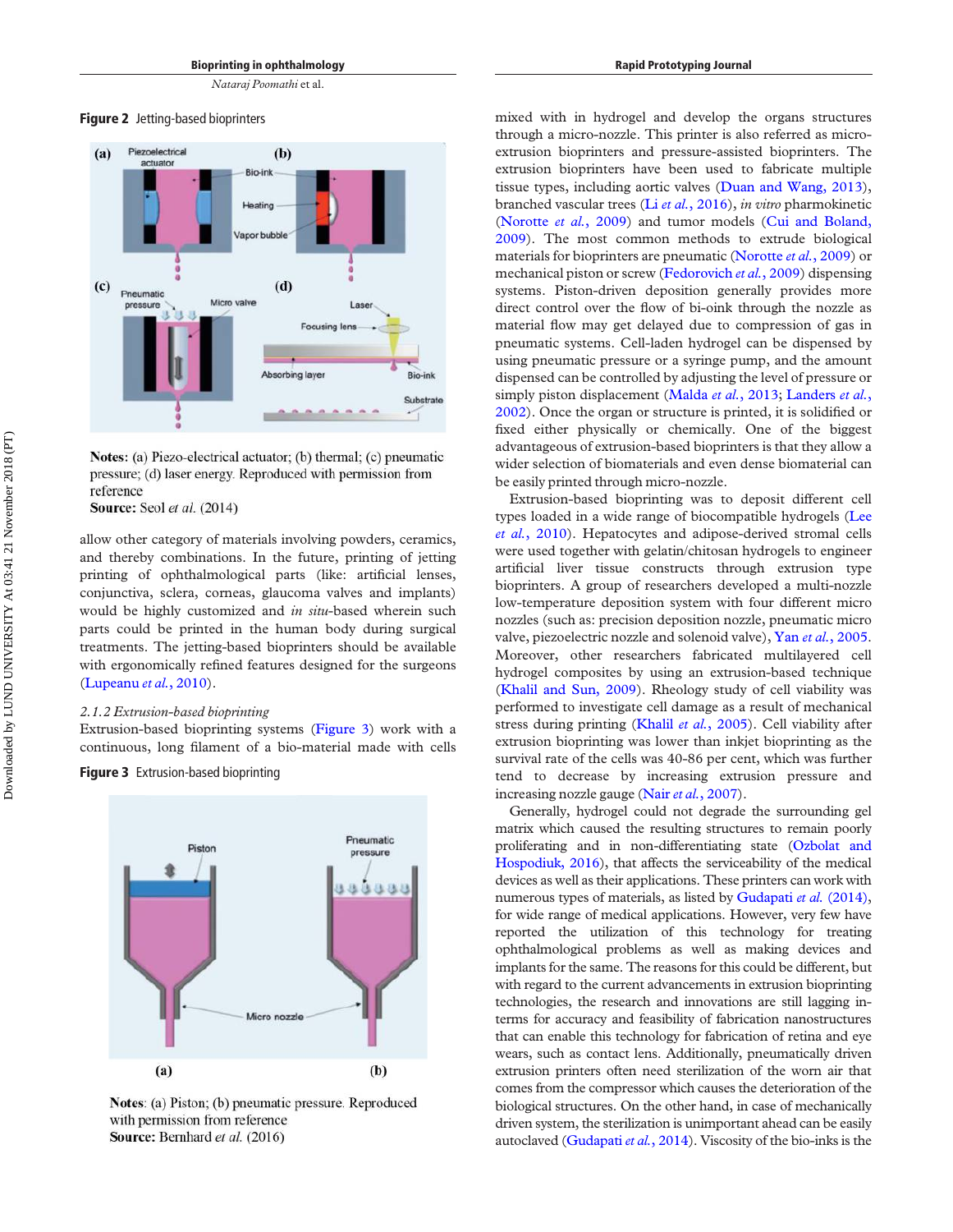**Figure 2** Jetting-based bioprinters

**Notes:** (a) Piezo-electrical actuator; (b) thermal; (c) pneumatic pressure; (d) laser energy. Reproduced with permission from reference
**Source:** Seol *et al.* (2014)

allow other category of materials involving powders, ceramics, and thereby combinations. In the future, printing of jetting printing of ophthalmological parts (like: artificial lenses, conjunctiva, sclera, corneas, glaucoma valves and implants) would be highly customized and *in situ*-based wherein such parts could be printed in the human body during surgical treatments. The jetting-based bioprinters should be available with ergonomically refined features designed for the surgeons (Lupeanu *et al.*, 2010).

### 2.1.2 Extrusion-based bioprinting

Extrusion-based bioprinting systems (Figure 3) work with a continuous, long filament of a bio-material made with cells

**Figure 3** Extrusion-based bioprinting

**Notes**: (a) Piston; (b) pneumatic pressure. Reproduced with permission from reference
**Source:** Bernhard *et al.* (2016)

mixed with in hydrogel and develop the organs structures through a micro-nozzle. This printer is also referred as micro-extrusion bioprinters and pressure-assisted bioprinters. The extrusion bioprinters have been used to fabricate multiple tissue types, including aortic valves (Duan and Wang, 2013), branched vascular trees (Li *et al.*, 2016), *in vitro* pharmokinetic (Norotte *et al.*, 2009) and tumor models (Cui and Boland, 2009). The most common methods to extrude biological materials for bioprinters are pneumatic (Norotte *et al.*, 2009) or mechanical piston or screw (Fedorovich *et al.*, 2009) dispensing systems. Piston-driven deposition generally provides more direct control over the flow of bi-oink through the nozzle as material flow may get delayed due to compression of gas in pneumatic systems. Cell-laden hydrogel can be dispensed by using pneumatic pressure or a syringe pump, and the amount dispensed can be controlled by adjusting the level of pressure or simply piston displacement (Malda *et al.*, 2013; Landers *et al.*, 2002). Once the organ or structure is printed, it is solidified or fixed either physically or chemically. One of the biggest advantageous of extrusion-based bioprinters is that they allow a wider selection of biomaterials and even dense biomaterial can be easily printed through micro-nozzle.

Extrusion-based bioprinting was to deposit different cell types loaded in a wide range of biocompatible hydrogels (Lee *et al.*, 2010). Hepatocytes and adipose-derived stromal cells were used together with gelatin/chitosan hydrogels to engineer artificial liver tissue constructs through extrusion type bioprinters. A group of researchers developed a multi-nozzle low-temperature deposition system with four different micro nozzles (such as: precision deposition nozzle, pneumatic micro valve, piezoelectric nozzle and solenoid valve), Yan *et al.*, 2005. Moreover, other researchers fabricated multilayered cell hydrogel composites by using an extrusion-based technique (Khalil and Sun, 2009). Rheology study of cell viability was performed to investigate cell damage as a result of mechanical stress during printing (Khalil *et al.*, 2005). Cell viability after extrusion bioprinting was lower than inkjet bioprinting as the survival rate of the cells was 40-86 per cent, which was further tend to decrease by increasing extrusion pressure and increasing nozzle gauge (Nair *et al.*, 2007).

Generally, hydrogel could not degrade the surrounding gel matrix which caused the resulting structures to remain poorly proliferating and in non-differentiating state (Ozbolat and Hospodiuk, 2016), that affects the serviceability of the medical devices as well as their applications. These printers can work with numerous types of materials, as listed by Gudapati *et al.* (2014), for wide range of medical applications. However, very few have reported the utilization of this technology for treating ophthalmological problems as well as making devices and implants for the same. The reasons for this could be different, but with regard to the current advancements in extrusion bioprinting technologies, the research and innovations are still lagging in-terms for accuracy and feasibility of fabrication nanostructures that can enable this technology for fabrication of retina and eye wears, such as contact lens. Additionally, pneumatically driven extrusion printers often need sterilization of the worn air that comes from the compressor which causes the deterioration of the biological structures. On the other hand, in case of mechanically driven system, the sterilization is unimportant ahead can be easily autoclaved (Gudapati *et al.*, 2014). Viscosity of the bio-inks is the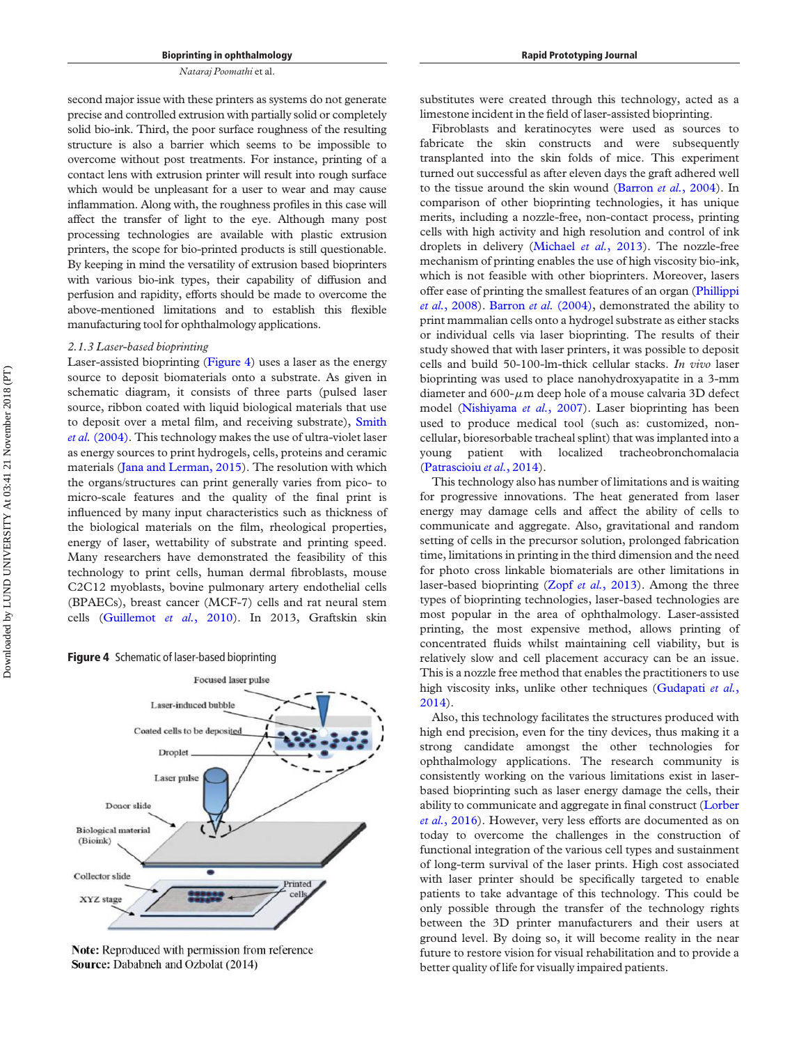second major issue with these printers as systems do not generate precise and controlled extrusion with partially solid or completely solid bio-ink. Third, the poor surface roughness of the resulting structure is also a barrier which seems to be impossible to overcome without post treatments. For instance, printing of a contact lens with extrusion printer will result into rough surface which would be unpleasant for a user to wear and may cause inflammation. Along with, the roughness profiles in this case will affect the transfer of light to the eye. Although many post processing technologies are available with plastic extrusion printers, the scope for bio-printed products is still questionable. By keeping in mind the versatility of extrusion based bioprinters with various bio-ink types, their capability of diffusion and perfusion and rapidity, efforts should be made to overcome the above-mentioned limitations and to establish this flexible manufacturing tool for ophthalmology applications.

*2.1.3 Laser-based bioprinting*

Laser-assisted bioprinting (Figure 4) uses a laser as the energy source to deposit biomaterials onto a substrate. As given in schematic diagram, it consists of three parts (pulsed laser source, ribbon coated with liquid biological materials that use to deposit over a metal film, and receiving substrate), Smith *et al.* (2004). This technology makes the use of ultra-violet laser as energy sources to print hydrogels, cells, proteins and ceramic materials (Jana and Lerman, 2015). The resolution with which the organs/structures can print generally varies from pico- to micro-scale features and the quality of the final print is influenced by many input characteristics such as thickness of the biological materials on the film, rheological properties, energy of laser, wettability of substrate and printing speed. Many researchers have demonstrated the feasibility of this technology to print cells, human dermal fibroblasts, mouse C2C12 myoblasts, bovine pulmonary artery endothelial cells (BPAECs), breast cancer (MCF-7) cells and rat neural stem cells (Guillemot *et al.*, 2010). In 2013, Graftskin skin

**Figure 4** Schematic of laser-based bioprinting

**Note:** Reproduced with permission from reference
**Source:** Dababneh and Ozbolat (2014)

substitutes were created through this technology, acted as a limestone incident in the field of laser-assisted bioprinting.

Fibroblasts and keratinocytes were used as sources to fabricate the skin constructs and were subsequently transplanted into the skin folds of mice. This experiment turned out successful as after eleven days the graft adhered well to the tissue around the skin wound (Barron *et al.*, 2004). In comparison of other bioprinting technologies, it has unique merits, including a nozzle-free, non-contact process, printing cells with high activity and high resolution and control of ink droplets in delivery (Michael *et al.*, 2013). The nozzle-free mechanism of printing enables the use of high viscosity bio-ink, which is not feasible with other bioprinters. Moreover, lasers offer ease of printing the smallest features of an organ (Phillippi *et al.*, 2008). Barron *et al.* (2004), demonstrated the ability to print mammalian cells onto a hydrogel substrate as either stacks or individual cells via laser bioprinting. The results of their study showed that with laser printers, it was possible to deposit cells and build 50-100-lm-thick cellular stacks. *In vivo* laser bioprinting was used to place nanohydroxyapatite in a 3-mm diameter and 600-$\mu$m deep hole of a mouse calvaria 3D defect model (Nishiyama *et al.*, 2007). Laser bioprinting has been used to produce medical tool (such as: customized, non-cellular, bioresorbable tracheal splint) that was implanted into a young patient with localized tracheobronchomalacia (Patrascioiu *et al.*, 2014).

This technology also has number of limitations and is waiting for progressive innovations. The heat generated from laser energy may damage cells and affect the ability of cells to communicate and aggregate. Also, gravitational and random setting of cells in the precursor solution, prolonged fabrication time, limitations in printing in the third dimension and the need for photo cross linkable biomaterials are other limitations in laser-based bioprinting (Zopf *et al.*, 2013). Among the three types of bioprinting technologies, laser-based technologies are most popular in the area of ophthalmology. Laser-assisted printing, the most expensive method, allows printing of concentrated fluids whilst maintaining cell viability, but is relatively slow and cell placement accuracy can be an issue. This is a nozzle free method that enables the practitioners to use high viscosity inks, unlike other techniques (Gudapati *et al.*, 2014).

Also, this technology facilitates the structures produced with high end precision, even for the tiny devices, thus making it a strong candidate amongst the other technologies for ophthalmology applications. The research community is consistently working on the various limitations exist in laser-based bioprinting such as laser energy damage the cells, their ability to communicate and aggregate in final construct (Lorber *et al.*, 2016). However, very less efforts are documented as on today to overcome the challenges in the construction of functional integration of the various cell types and sustainment of long-term survival of the laser prints. High cost associated with laser printer should be specifically targeted to enable patients to take advantage of this technology. This could be only possible through the transfer of the technology rights between the 3D printer manufacturers and their users at ground level. By doing so, it will become reality in the near future to restore vision for visual rehabilitation and to provide a better quality of life for visually impaired patients.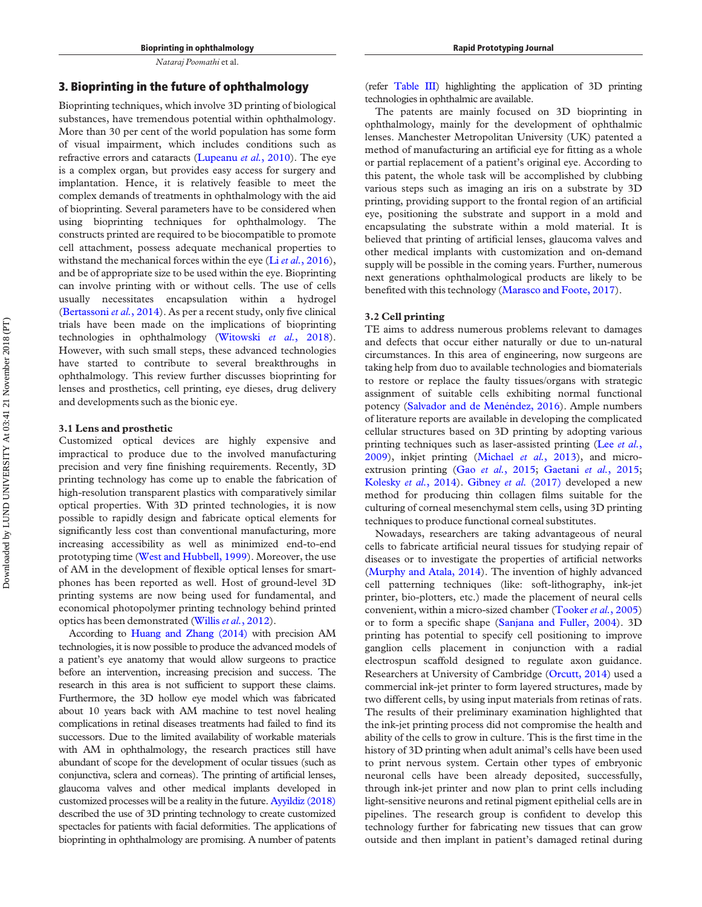## 3. Bioprinting in the future of ophthalmology

Bioprinting techniques, which involve 3D printing of biological substances, have tremendous potential within ophthalmology. More than 30 per cent of the world population has some form of visual impairment, which includes conditions such as refractive errors and cataracts (Lupeanu *et al.*, 2010). The eye is a complex organ, but provides easy access for surgery and implantation. Hence, it is relatively feasible to meet the complex demands of treatments in ophthalmology with the aid of bioprinting. Several parameters have to be considered when using bioprinting techniques for ophthalmology. The constructs printed are required to be biocompatible to promote cell attachment, possess adequate mechanical properties to withstand the mechanical forces within the eye (Li *et al.*, 2016), and be of appropriate size to be used within the eye. Bioprinting can involve printing with or without cells. The use of cells usually necessitates encapsulation within a hydrogel (Bertassoni *et al.*, 2014). As per a recent study, only five clinical trials have been made on the implications of bioprinting technologies in ophthalmology (Witowski *et al.*, 2018). However, with such small steps, these advanced technologies have started to contribute to several breakthroughs in ophthalmology. This review further discusses bioprinting for lenses and prosthetics, cell printing, eye dieses, drug delivery and developments such as the bionic eye.

### 3.1 Lens and prosthetic

Customized optical devices are highly expensive and impractical to produce due to the involved manufacturing precision and very fine finishing requirements. Recently, 3D printing technology has come up to enable the fabrication of high-resolution transparent plastics with comparatively similar optical properties. With 3D printed technologies, it is now possible to rapidly design and fabricate optical elements for significantly less cost than conventional manufacturing, more increasing accessibility as well as minimized end-to-end prototyping time (West and Hubbell, 1999). Moreover, the use of AM in the development of flexible optical lenses for smart-phones has been reported as well. Host of ground-level 3D printing systems are now being used for fundamental, and economical photopolymer printing technology behind printed optics has been demonstrated (Willis *et al.*, 2012).

According to Huang and Zhang (2014) with precision AM technologies, it is now possible to produce the advanced models of a patient's eye anatomy that would allow surgeons to practice before an intervention, increasing precision and success. The research in this area is not sufficient to support these claims. Furthermore, the 3D hollow eye model which was fabricated about 10 years back with AM machine to test novel healing complications in retinal diseases treatments had failed to find its successors. Due to the limited availability of workable materials with AM in ophthalmology, the research practices still have abundant of scope for the development of ocular tissues (such as conjunctiva, sclera and corneas). The printing of artificial lenses, glaucoma valves and other medical implants developed in customized processes will be a reality in the future. Ayyildiz (2018) described the use of 3D printing technology to create customized spectacles for patients with facial deformities. The applications of bioprinting in ophthalmology are promising. A number of patents (refer Table III) highlighting the application of 3D printing technologies in ophthalmic are available.

The patents are mainly focused on 3D bioprinting in ophthalmology, mainly for the development of ophthalmic lenses. Manchester Metropolitan University (UK) patented a method of manufacturing an artificial eye for fitting as a whole or partial replacement of a patient's original eye. According to this patent, the whole task will be accomplished by clubbing various steps such as imaging an iris on a substrate by 3D printing, providing support to the frontal region of an artificial eye, positioning the substrate and support in a mold and encapsulating the substrate within a mold material. It is believed that printing of artificial lenses, glaucoma valves and other medical implants with customization and on-demand supply will be possible in the coming years. Further, numerous next generations ophthalmological products are likely to be benefited with this technology (Marasco and Foote, 2017).

### 3.2 Cell printing

TE aims to address numerous problems relevant to damages and defects that occur either naturally or due to un-natural circumstances. In this area of engineering, now surgeons are taking help from duo to available technologies and biomaterials to restore or replace the faulty tissues/organs with strategic assignment of suitable cells exhibiting normal functional potency (Salvador and de Menéndez, 2016). Ample numbers of literature reports are available in developing the complicated cellular structures based on 3D printing by adopting various printing techniques such as laser-assisted printing (Lee *et al.*, 2009), inkjet printing (Michael *et al.*, 2013), and micro-extrusion printing (Gao *et al.*, 2015; Gaetani *et al.*, 2015; Kolesky *et al.*, 2014). Gibney *et al.* (2017) developed a new method for producing thin collagen films suitable for the culturing of corneal mesenchymal stem cells, using 3D printing techniques to produce functional corneal substitutes.

Nowadays, researchers are taking advantageous of neural cells to fabricate artificial neural tissues for studying repair of diseases or to investigate the properties of artificial networks (Murphy and Atala, 2014). The invention of highly advanced cell patterning techniques (like: soft-lithography, ink-jet printer, bio-plotters, etc.) made the placement of neural cells convenient, within a micro-sized chamber (Tooker *et al.*, 2005) or to form a specific shape (Sanjana and Fuller, 2004). 3D printing has potential to specify cell positioning to improve ganglion cells placement in conjunction with a radial electrospun scaffold designed to regulate axon guidance. Researchers at University of Cambridge (Orcutt, 2014) used a commercial ink-jet printer to form layered structures, made by two different cells, by using input materials from retinas of rats. The results of their preliminary examination highlighted that the ink-jet printing process did not compromise the health and ability of the cells to grow in culture. This is the first time in the history of 3D printing when adult animal's cells have been used to print nervous system. Certain other types of embryonic neuronal cells have been already deposited, successfully, through ink-jet printer and now plan to print cells including light-sensitive neurons and retinal pigment epithelial cells are in pipelines. The research group is confident to develop this technology further for fabricating new tissues that can grow outside and then implant in patient's damaged retinal during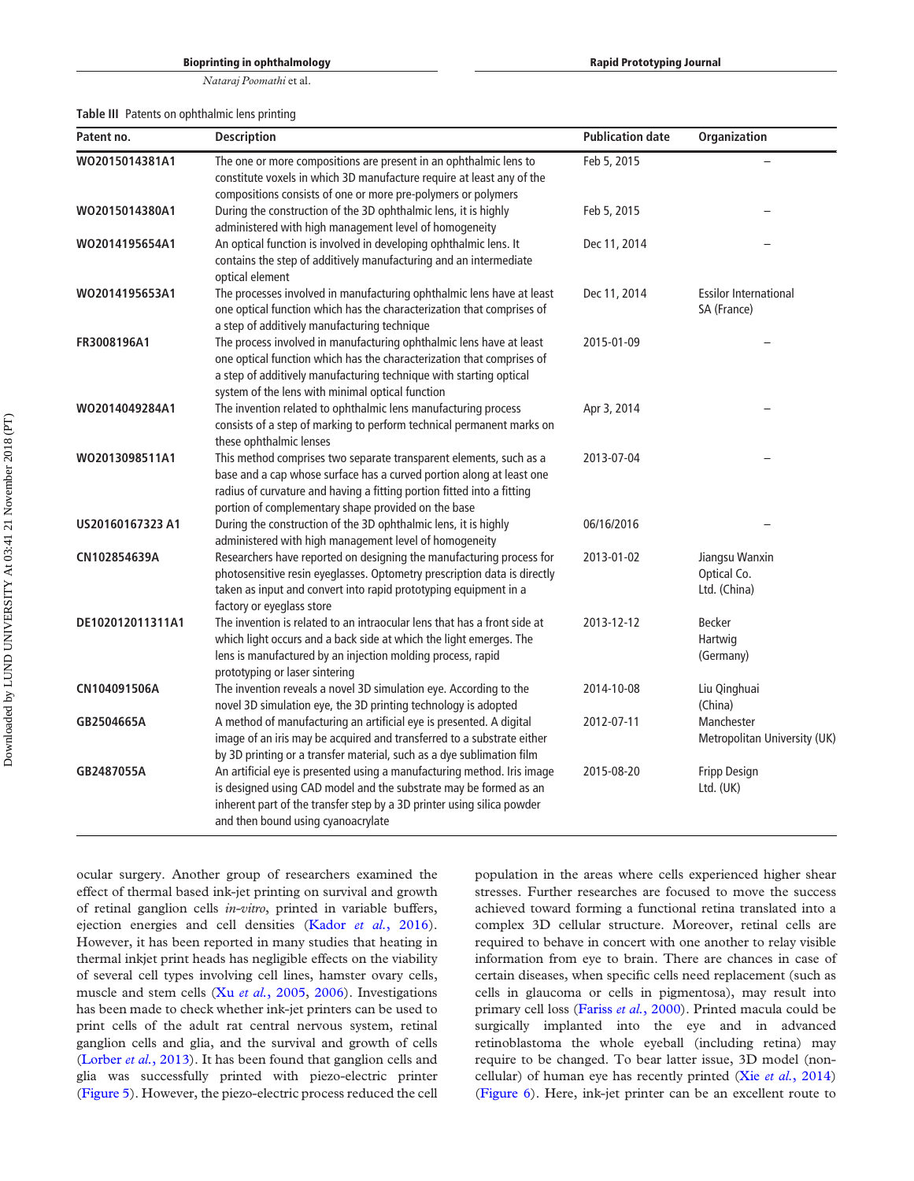Table III Patents on ophthalmic lens printing

| Patent no. | Description | Publication date | Organization |
|---|---|---|---|
| WO2015014381A1 | The one or more compositions are present in an ophthalmic lens to constitute voxels in which 3D manufacture require at least any of the compositions consists of one or more pre-polymers or polymers | Feb 5, 2015 | – |
| WO2015014380A1 | During the construction of the 3D ophthalmic lens, it is highly administered with high management level of homogeneity | Feb 5, 2015 | – |
| WO2014195654A1 | An optical function is involved in developing ophthalmic lens. It contains the step of additively manufacturing and an intermediate optical element | Dec 11, 2014 | – |
| WO2014195653A1 | The processes involved in manufacturing ophthalmic lens have at least one optical function which has the characterization that comprises of a step of additively manufacturing technique | Dec 11, 2014 | Essilor International SA (France) |
| FR3008196A1 | The process involved in manufacturing ophthalmic lens have at least one optical function which has the characterization that comprises of a step of additively manufacturing technique with starting optical system of the lens with minimal optical function | 2015-01-09 | – |
| WO2014049284A1 | The invention related to ophthalmic lens manufacturing process consists of a step of marking to perform technical permanent marks on these ophthalmic lenses | Apr 3, 2014 | – |
| WO2013098511A1 | This method comprises two separate transparent elements, such as a base and a cap whose surface has a curved portion along at least one radius of curvature and having a fitting portion fitted into a fitting portion of complementary shape provided on the base | 2013-07-04 | – |
| US20160167323 A1 | During the construction of the 3D ophthalmic lens, it is highly administered with high management level of homogeneity | 06/16/2016 | – |
| CN102854639A | Researchers have reported on designing the manufacturing process for photosensitive resin eyeglasses. Optometry prescription data is directly taken as input and convert into rapid prototyping equipment in a factory or eyeglass store | 2013-01-02 | Jiangsu Wanxin Optical Co. Ltd. (China) |
| DE102012011311A1 | The invention is related to an intraocular lens that has a front side at which light occurs and a back side at which the light emerges. The lens is manufactured by an injection molding process, rapid prototyping or laser sintering | 2013-12-12 | Becker Hartwig (Germany) |
| CN104091506A | The invention reveals a novel 3D simulation eye. According to the novel 3D simulation eye, the 3D printing technology is adopted | 2014-10-08 | Liu Qinghuai (China) |
| GB2504665A | A method of manufacturing an artificial eye is presented. A digital image of an iris may be acquired and transferred to a substrate either by 3D printing or a transfer material, such as a dye sublimation film | 2012-07-11 | Manchester Metropolitan University (UK) |
| GB2487055A | An artificial eye is presented using a manufacturing method. Iris image is designed using CAD model and the substrate may be formed as an inherent part of the transfer step by a 3D printer using silica powder and then bound using cyanoacrylate | 2015-08-20 | Fripp Design Ltd. (UK) |

ocular surgery. Another group of researchers examined the effect of thermal based ink-jet printing on survival and growth of retinal ganglion cells *in-vitro*, printed in variable buffers, ejection energies and cell densities (Kador *et al.*, 2016). However, it has been reported in many studies that heating in thermal inkjet print heads has negligible effects on the viability of several cell types involving cell lines, hamster ovary cells, muscle and stem cells (Xu *et al.*, 2005, 2006). Investigations has been made to check whether ink-jet printers can be used to print cells of the adult rat central nervous system, retinal ganglion cells and glia, and the survival and growth of cells (Lorber *et al.*, 2013). It has been found that ganglion cells and glia was successfully printed with piezo-electric printer (Figure 5). However, the piezo-electric process reduced the cell population in the areas where cells experienced higher shear stresses. Further researches are focused to move the success achieved toward forming a functional retina translated into a complex 3D cellular structure. Moreover, retinal cells are required to behave in concert with one another to relay visible information from eye to brain. There are chances in case of certain diseases, when specific cells need replacement (such as cells in glaucoma or cells in pigmentosa), may result into primary cell loss (Fariss *et al.*, 2000). Printed macula could be surgically implanted into the eye and in advanced retinoblastoma the whole eyeball (including retina) may require to be changed. To bear latter issue, 3D model (non-cellular) of human eye has recently printed (Xie *et al.*, 2014) (Figure 6). Here, ink-jet printer can be an excellent route to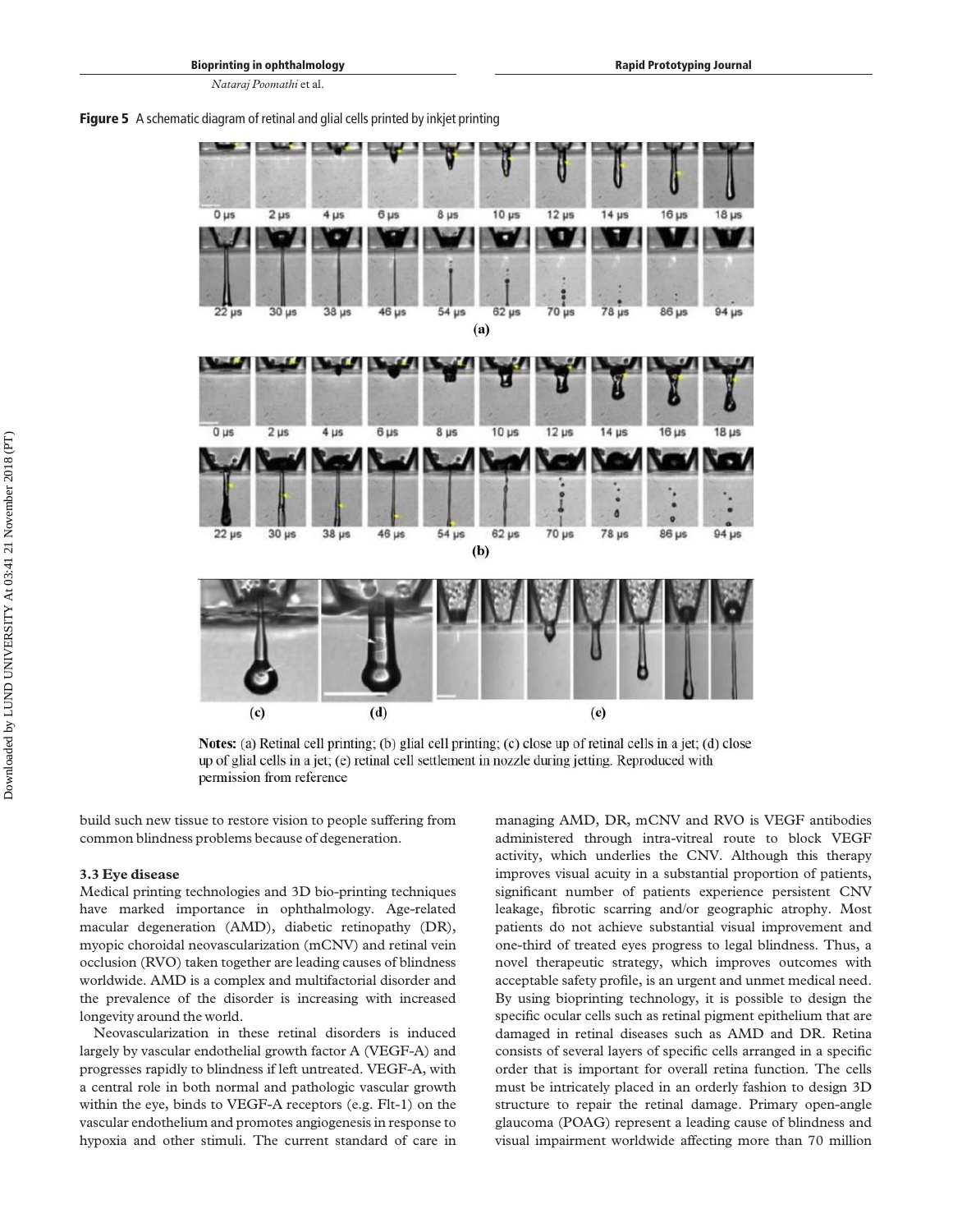**Figure 5** A schematic diagram of retinal and glial cells printed by inkjet printing

**Notes:** (a) Retinal cell printing; (b) glial cell printing; (c) close up of retinal cells in a jet; (d) close up of glial cells in a jet; (e) retinal cell settlement in nozzle during jetting. Reproduced with permission from reference

build such new tissue to restore vision to people suffering from common blindness problems because of degeneration.

### 3.3 Eye disease

Medical printing technologies and 3D bio-printing techniques have marked importance in ophthalmology. Age-related macular degeneration (AMD), diabetic retinopathy (DR), myopic choroidal neovascularization (mCNV) and retinal vein occlusion (RVO) taken together are leading causes of blindness worldwide. AMD is a complex and multifactorial disorder and the prevalence of the disorder is increasing with increased longevity around the world.

Neovascularization in these retinal disorders is induced largely by vascular endothelial growth factor A (VEGF-A) and progresses rapidly to blindness if left untreated. VEGF-A, with a central role in both normal and pathologic vascular growth within the eye, binds to VEGF-A receptors (e.g. Flt-1) on the vascular endothelium and promotes angiogenesis in response to hypoxia and other stimuli. The current standard of care in managing AMD, DR, mCNV and RVO is VEGF antibodies administered through intra-vitreal route to block VEGF activity, which underlies the CNV. Although this therapy improves visual acuity in a substantial proportion of patients, significant number of patients experience persistent CNV leakage, fibrotic scarring and/or geographic atrophy. Most patients do not achieve substantial visual improvement and one-third of treated eyes progress to legal blindness. Thus, a novel therapeutic strategy, which improves outcomes with acceptable safety profile, is an urgent and unmet medical need. By using bioprinting technology, it is possible to design the specific ocular cells such as retinal pigment epithelium that are damaged in retinal diseases such as AMD and DR. Retina consists of several layers of specific cells arranged in a specific order that is important for overall retina function. The cells must be intricately placed in an orderly fashion to design 3D structure to repair the retinal damage. Primary open-angle glaucoma (POAG) represent a leading cause of blindness and visual impairment worldwide affecting more than 70 million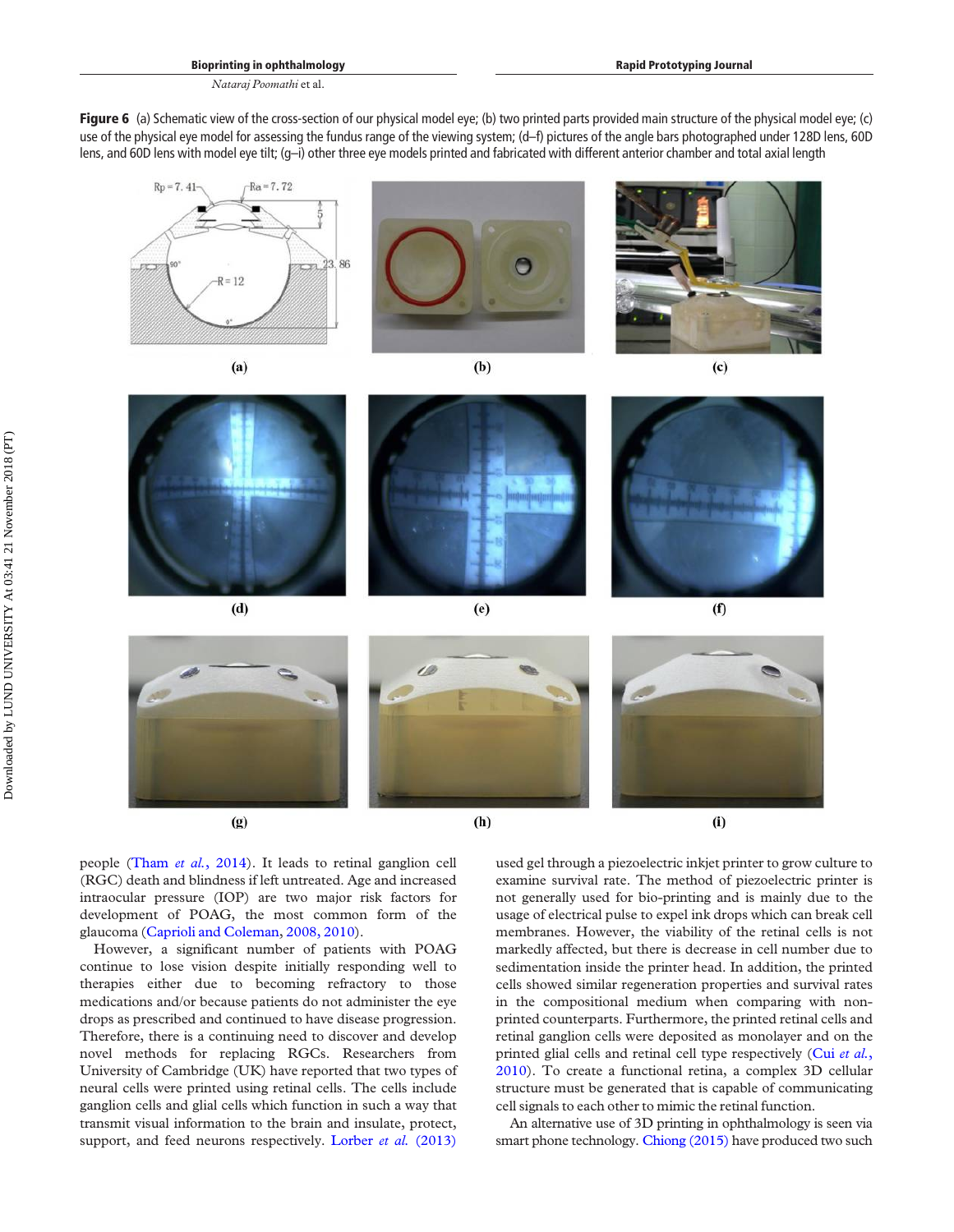**Figure 6** (a) Schematic view of the cross-section of our physical model eye; (b) two printed parts provided main structure of the physical model eye; (c) use of the physical eye model for assessing the fundus range of the viewing system; (d–f) pictures of the angle bars photographed under 128D lens, 60D lens, and 60D lens with model eye tilt; (g–i) other three eye models printed and fabricated with different anterior chamber and total axial length

people (Tham *et al.*, 2014). It leads to retinal ganglion cell (RGC) death and blindness if left untreated. Age and increased intraocular pressure (IOP) are two major risk factors for development of POAG, the most common form of the glaucoma (Caprioli and Coleman, 2008, 2010).

However, a significant number of patients with POAG continue to lose vision despite initially responding well to therapies either due to becoming refractory to those medications and/or because patients do not administer the eye drops as prescribed and continued to have disease progression. Therefore, there is a continuing need to discover and develop novel methods for replacing RGCs. Researchers from University of Cambridge (UK) have reported that two types of neural cells were printed using retinal cells. The cells include ganglion cells and glial cells which function in such a way that transmit visual information to the brain and insulate, protect, support, and feed neurons respectively. Lorber *et al.* (2013) used gel through a piezoelectric inkjet printer to grow culture to examine survival rate. The method of piezoelectric printer is not generally used for bio-printing and is mainly due to the usage of electrical pulse to expel ink drops which can break cell membranes. However, the viability of the retinal cells is not markedly affected, but there is decrease in cell number due to sedimentation inside the printer head. In addition, the printed cells showed similar regeneration properties and survival rates in the compositional medium when comparing with non-printed counterparts. Furthermore, the printed retinal cells and retinal ganglion cells were deposited as monolayer and on the printed glial cells and retinal cell type respectively (Cui *et al.*, 2010). To create a functional retina, a complex 3D cellular structure must be generated that is capable of communicating cell signals to each other to mimic the retinal function.

An alternative use of 3D printing in ophthalmology is seen via smart phone technology. Chiong (2015) have produced two such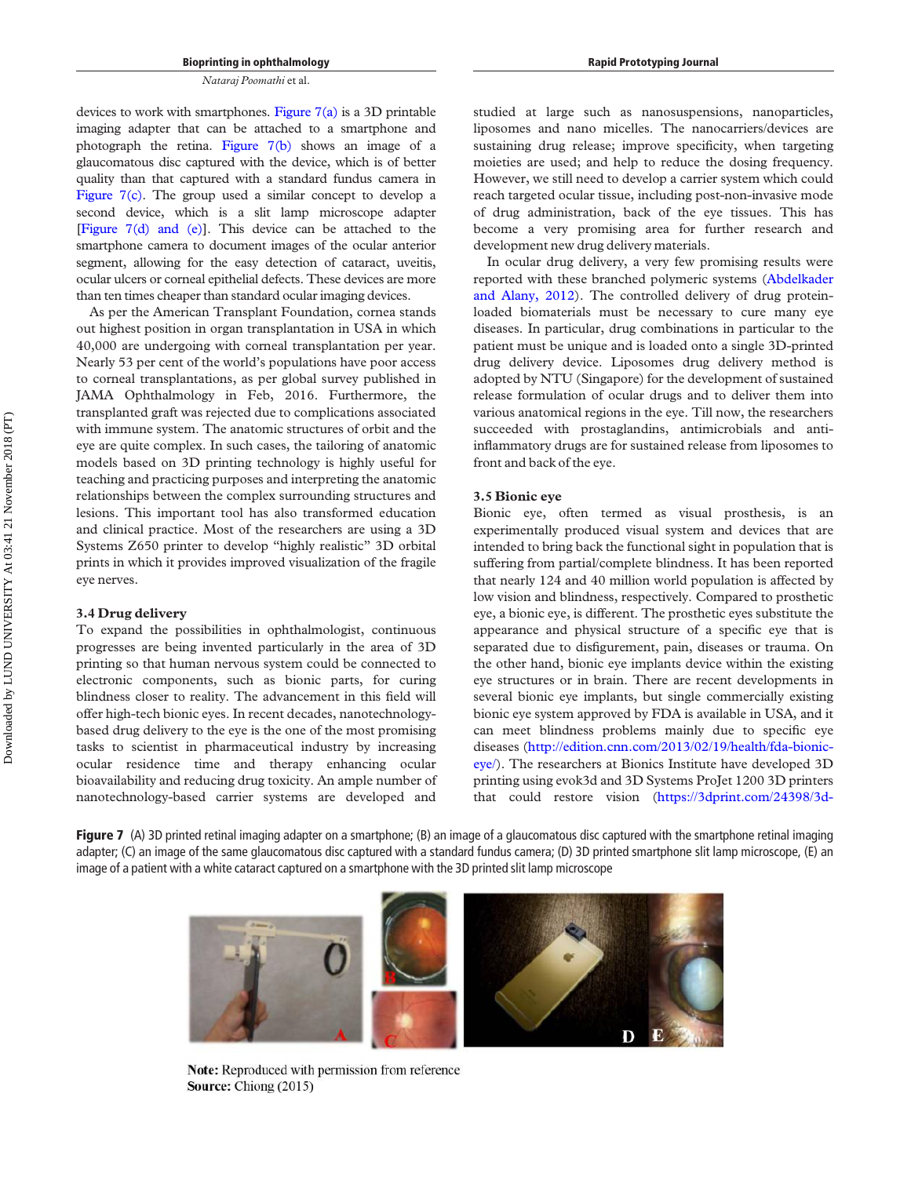devices to work with smartphones. Figure 7(a) is a 3D printable imaging adapter that can be attached to a smartphone and photograph the retina. Figure 7(b) shows an image of a glaucomatous disc captured with the device, which is of better quality than that captured with a standard fundus camera in Figure 7(c). The group used a similar concept to develop a second device, which is a slit lamp microscope adapter [Figure 7(d) and (e)]. This device can be attached to the smartphone camera to document images of the ocular anterior segment, allowing for the easy detection of cataract, uveitis, ocular ulcers or corneal epithelial defects. These devices are more than ten times cheaper than standard ocular imaging devices.

As per the American Transplant Foundation, cornea stands out highest position in organ transplantation in USA in which 40,000 are undergoing with corneal transplantation per year. Nearly 53 per cent of the world's populations have poor access to corneal transplantations, as per global survey published in JAMA Ophthalmology in Feb, 2016. Furthermore, the transplanted graft was rejected due to complications associated with immune system. The anatomic structures of orbit and the eye are quite complex. In such cases, the tailoring of anatomic models based on 3D printing technology is highly useful for teaching and practicing purposes and interpreting the anatomic relationships between the complex surrounding structures and lesions. This important tool has also transformed education and clinical practice. Most of the researchers are using a 3D Systems Z650 printer to develop "highly realistic" 3D orbital prints in which it provides improved visualization of the fragile eye nerves.

### 3.4 Drug delivery

To expand the possibilities in ophthalmologist, continuous progresses are being invented particularly in the area of 3D printing so that human nervous system could be connected to electronic components, such as bionic parts, for curing blindness closer to reality. The advancement in this field will offer high-tech bionic eyes. In recent decades, nanotechnology-based drug delivery to the eye is the one of the most promising tasks to scientist in pharmaceutical industry by increasing ocular residence time and therapy enhancing ocular bioavailability and reducing drug toxicity. An ample number of nanotechnology-based carrier systems are developed and studied at large such as nanosuspensions, nanoparticles, liposomes and nano micelles. The nanocarriers/devices are sustaining drug release; improve specificity, when targeting moieties are used; and help to reduce the dosing frequency. However, we still need to develop a carrier system which could reach targeted ocular tissue, including post-non-invasive mode of drug administration, back of the eye tissues. This has become a very promising area for further research and development new drug delivery materials.

In ocular drug delivery, a very few promising results were reported with these branched polymeric systems (Abdelkader and Alany, 2012). The controlled delivery of drug protein-loaded biomaterials must be necessary to cure many eye diseases. In particular, drug combinations in particular to the patient must be unique and is loaded onto a single 3D-printed drug delivery device. Liposomes drug delivery method is adopted by NTU (Singapore) for the development of sustained release formulation of ocular drugs and to deliver them into various anatomical regions in the eye. Till now, the researchers succeeded with prostaglandins, antimicrobials and anti-inflammatory drugs are for sustained release from liposomes to front and back of the eye.

### 3.5 Bionic eye

Bionic eye, often termed as visual prosthesis, is an experimentally produced visual system and devices that are intended to bring back the functional sight in population that is suffering from partial/complete blindness. It has been reported that nearly 124 and 40 million world population is affected by low vision and blindness, respectively. Compared to prosthetic eye, a bionic eye, is different. The prosthetic eyes substitute the appearance and physical structure of a specific eye that is separated due to disfigurement, pain, diseases or trauma. On the other hand, bionic eye implants device within the existing eye structures or in brain. There are recent developments in several bionic eye implants, but single commercially existing bionic eye system approved by FDA is available in USA, and it can meet blindness problems mainly due to specific eye diseases (http://edition.cnn.com/2013/02/19/health/fda-bionic-eye/). The researchers at Bionics Institute have developed 3D printing using evok3d and 3D Systems ProJet 1200 3D printers that could restore vision (https://3dprint.com/24398/3d-

**Figure 7** (A) 3D printed retinal imaging adapter on a smartphone; (B) an image of a glaucomatous disc captured with the smartphone retinal imaging adapter; (C) an image of the same glaucomatous disc captured with a standard fundus camera; (D) 3D printed smartphone slit lamp microscope, (E) an image of a patient with a white cataract captured on a smartphone with the 3D printed slit lamp microscope

**Note:** Reproduced with permission from reference
**Source:** Chiong (2015)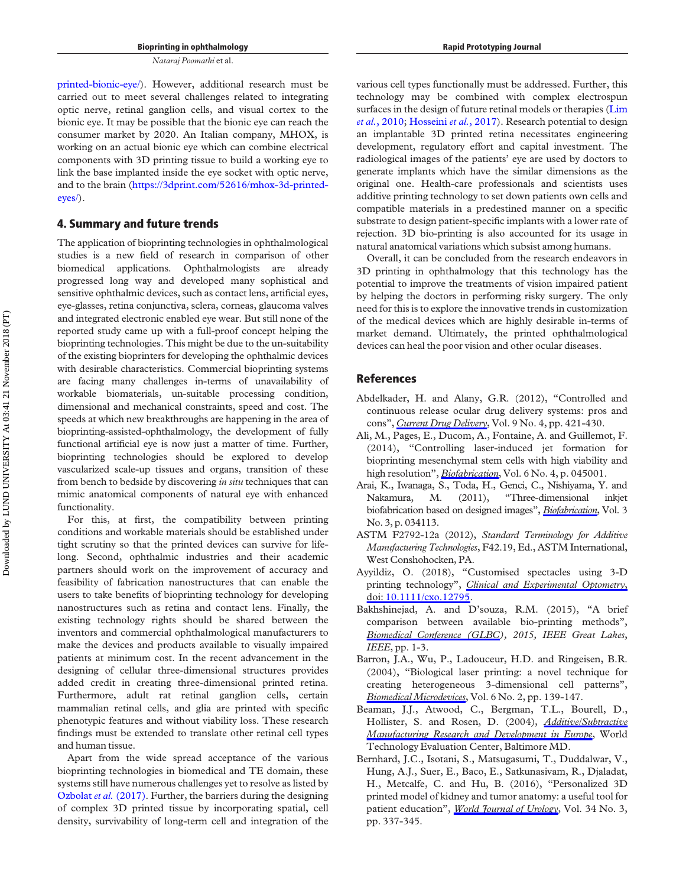printed-bionic-eye/). However, additional research must be carried out to meet several challenges related to integrating optic nerve, retinal ganglion cells, and visual cortex to the bionic eye. It may be possible that the bionic eye can reach the consumer market by 2020. An Italian company, MHOX, is working on an actual bionic eye which can combine electrical components with 3D printing tissue to build a working eye to link the base implanted inside the eye socket with optic nerve, and to the brain (https://3dprint.com/52616/mhox-3d-printed-eyes/).

## 4. Summary and future trends

The application of bioprinting technologies in ophthalmological studies is a new field of research in comparison of other biomedical applications. Ophthalmologists are already progressed long way and developed many sophistical and sensitive ophthalmic devices, such as contact lens, artificial eyes, eye-glasses, retina conjunctiva, sclera, corneas, glaucoma valves and integrated electronic enabled eye wear. But still none of the reported study came up with a full-proof concept helping the bioprinting technologies. This might be due to the un-suitability of the existing bioprinters for developing the ophthalmic devices with desirable characteristics. Commercial bioprinting systems are facing many challenges in-terms of unavailability of workable biomaterials, un-suitable processing condition, dimensional and mechanical constraints, speed and cost. The speeds at which new breakthroughs are happening in the area of bioprinting-assisted-ophthalmology, the development of fully functional artificial eye is now just a matter of time. Further, bioprinting technologies should be explored to develop vascularized scale-up tissues and organs, transition of these from bench to bedside by discovering *in situ* techniques that can mimic anatomical components of natural eye with enhanced functionality.

For this, at first, the compatibility between printing conditions and workable materials should be established under tight scrutiny so that the printed devices can survive for life-long. Second, ophthalmic industries and their academic partners should work on the improvement of accuracy and feasibility of fabrication nanostructures that can enable the users to take benefits of bioprinting technology for developing nanostructures such as retina and contact lens. Finally, the existing technology rights should be shared between the inventors and commercial ophthalmological manufacturers to make the devices and products available to visually impaired patients at minimum cost. In the recent advancement in the designing of cellular three-dimensional structures provides added credit in creating three-dimensional printed retina. Furthermore, adult rat retinal ganglion cells, certain mammalian retinal cells, and glia are printed with specific phenotypic features and without viability loss. These research findings must be extended to translate other retinal cell types and human tissue.

Apart from the wide spread acceptance of the various bioprinting technologies in biomedical and TE domain, these systems still have numerous challenges yet to resolve as listed by Ozbolat *et al.* (2017). Further, the barriers during the designing of complex 3D printed tissue by incorporating spatial, cell density, survivability of long-term cell and integration of the various cell types functionally must be addressed. Further, this technology may be combined with complex electrospun surfaces in the design of future retinal models or therapies (Lim *et al.*, 2010; Hosseini *et al.*, 2017). Research potential to design an implantable 3D printed retina necessitates engineering development, regulatory effort and capital investment. The radiological images of the patients' eye are used by doctors to generate implants which have the similar dimensions as the original one. Health-care professionals and scientists uses additive printing technology to set down patients own cells and compatible materials in a predestined manner on a specific substrate to design patient-specific implants with a lower rate of rejection. 3D bio-printing is also accounted for its usage in natural anatomical variations which subsist among humans.

Overall, it can be concluded from the research endeavors in 3D printing in ophthalmology that this technology has the potential to improve the treatments of vision impaired patient by helping the doctors in performing risky surgery. The only need for this is to explore the innovative trends in customization of the medical devices which are highly desirable in-terms of market demand. Ultimately, the printed ophthalmological devices can heal the poor vision and other ocular diseases.

## References

Abdelkader, H. and Alany, G.R. (2012), "Controlled and continuous release ocular drug delivery systems: pros and cons", *Current Drug Delivery*, Vol. 9 No. 4, pp. 421-430.

Ali, M., Pages, E., Ducom, A., Fontaine, A. and Guillemot, F. (2014), "Controlling laser-induced jet formation for bioprinting mesenchymal stem cells with high viability and high resolution", *Biofabrication*, Vol. 6 No. 4, p. 045001.

Arai, K., Iwanaga, S., Toda, H., Genci, C., Nishiyama, Y. and Nakamura, M. (2011), "Three-dimensional inkjet biofabrication based on designed images", *Biofabrication*, Vol. 3 No. 3, p. 034113.

ASTM F2792-12a (2012), *Standard Terminology for Additive Manufacturing Technologies*, F42.19, Ed., ASTM International, West Conshohocken, PA.

Ayyildiz, O. (2018), "Customised spectacles using 3-D printing technology", *Clinical and Experimental Optometry*, doi: 10.1111/cxo.12795.

Bakhshinejad, A. and D'souza, R.M. (2015), "A brief comparison between available bio-printing methods", *Biomedical Conference (GLBC), 2015, IEEE Great Lakes, IEEE*, pp. 1-3.

Barron, J.A., Wu, P., Ladouceur, H.D. and Ringeisen, B.R. (2004), "Biological laser printing: a novel technique for creating heterogeneous 3-dimensional cell patterns", *Biomedical Microdevices*, Vol. 6 No. 2, pp. 139-147.

Beaman, J.J., Atwood, C., Bergman, T.L., Bourell, D., Hollister, S. and Rosen, D. (2004), *Additive/Subtractive Manufacturing Research and Development in Europe*, World Technology Evaluation Center, Baltimore MD.

Bernhard, J.C., Isotani, S., Matsugasumi, T., Duddalwar, V., Hung, A.J., Suer, E., Baco, E., Satkunasivam, R., Djaladat, H., Metcalfe, C. and Hu, B. (2016), "Personalized 3D printed model of kidney and tumor anatomy: a useful tool for patient education", *World Journal of Urology*, Vol. 34 No. 3, pp. 337-345.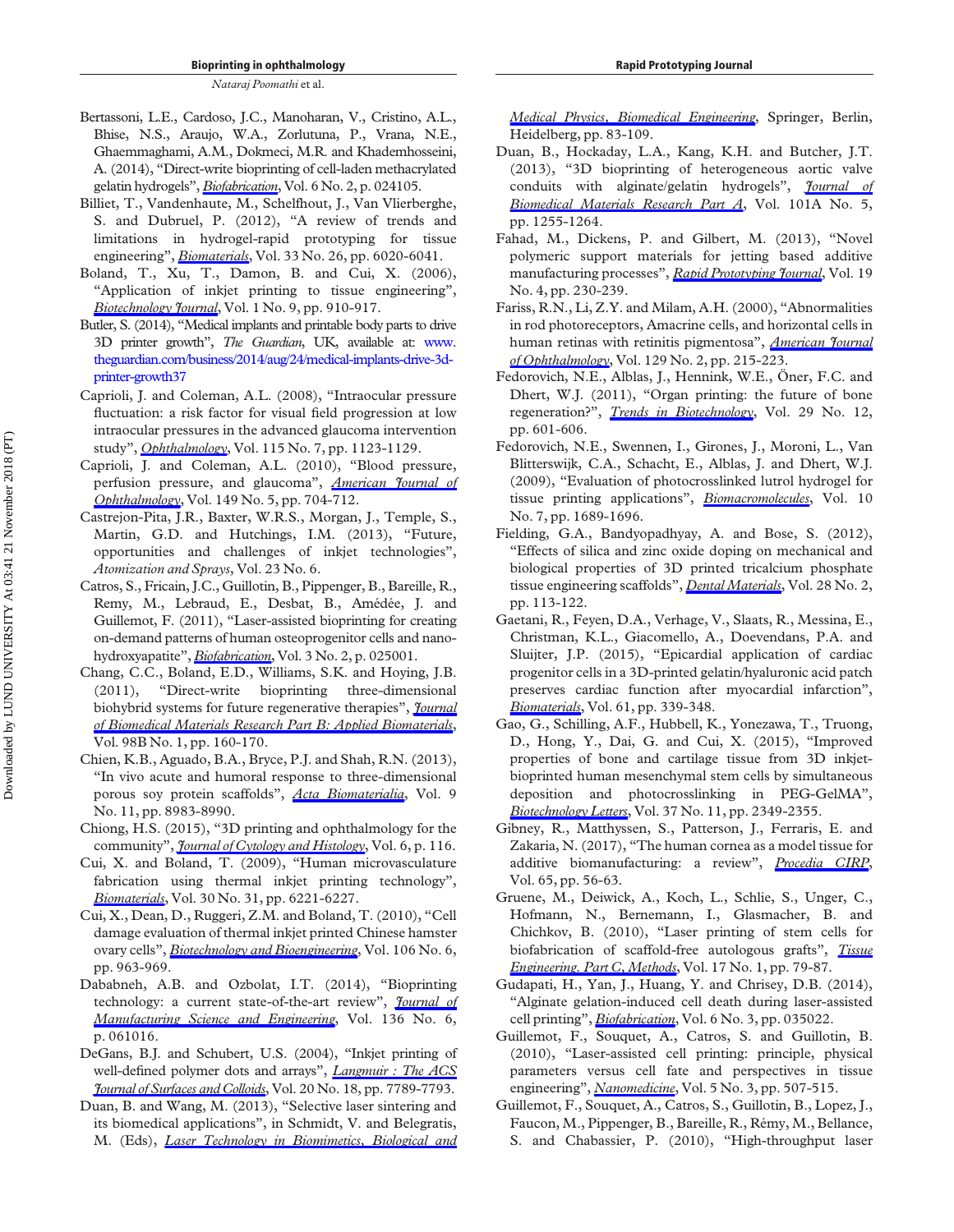Bertassoni, L.E., Cardoso, J.C., Manoharan, V., Cristino, A.L., Bhise, N.S., Araujo, W.A., Zorlutuna, P., Vrana, N.E., Ghaemmaghami, A.M., Dokmeci, M.R. and Khademhosseini, A. (2014), "Direct-write bioprinting of cell-laden methacrylated gelatin hydrogels", *Biofabrication*, Vol. 6 No. 2, p. 024105.

Billiet, T., Vandenhaute, M., Schelfhout, J., Van Vlierberghe, S. and Dubruel, P. (2012), "A review of trends and limitations in hydrogel-rapid prototyping for tissue engineering", *Biomaterials*, Vol. 33 No. 26, pp. 6020-6041.

Boland, T., Xu, T., Damon, B. and Cui, X. (2006), "Application of inkjet printing to tissue engineering", *Biotechnology Journal*, Vol. 1 No. 9, pp. 910-917.

Butler, S. (2014), "Medical implants and printable body parts to drive 3D printer growth", *The Guardian*, UK, available at: www.theguardian.com/business/2014/aug/24/medical-implants-drive-3d-printer-growth37

Caprioli, J. and Coleman, A.L. (2008), "Intraocular pressure fluctuation: a risk factor for visual field progression at low intraocular pressures in the advanced glaucoma intervention study", *Ophthalmology*, Vol. 115 No. 7, pp. 1123-1129.

Caprioli, J. and Coleman, A.L. (2010), "Blood pressure, perfusion pressure, and glaucoma", *American Journal of Ophthalmology*, Vol. 149 No. 5, pp. 704-712.

Castrejon-Pita, J.R., Baxter, W.R.S., Morgan, J., Temple, S., Martin, G.D. and Hutchings, I.M. (2013), "Future, opportunities and challenges of inkjet technologies", *Atomization and Sprays*, Vol. 23 No. 6.

Catros, S., Fricain, J.C., Guillotin, B., Pippenger, B., Bareille, R., Remy, M., Lebraud, E., Desbat, B., Amédée, J. and Guillemot, F. (2011), "Laser-assisted bioprinting for creating on-demand patterns of human osteoprogenitor cells and nano-hydroxyapatite", *Biofabrication*, Vol. 3 No. 2, p. 025001.

Chang, C.C., Boland, E.D., Williams, S.K. and Hoying, J.B. (2011), "Direct-write bioprinting three-dimensional biohybrid systems for future regenerative therapies", *Journal of Biomedical Materials Research Part B: Applied Biomaterials*, Vol. 98B No. 1, pp. 160-170.

Chien, K.B., Aguado, B.A., Bryce, P.J. and Shah, R.N. (2013), "In vivo acute and humoral response to three-dimensional porous soy protein scaffolds", *Acta Biomaterialia*, Vol. 9 No. 11, pp. 8983-8990.

Chiong, H.S. (2015), "3D printing and ophthalmology for the community", *Journal of Cytology and Histology*, Vol. 6, p. 116.

Cui, X. and Boland, T. (2009), "Human microvasculature fabrication using thermal inkjet printing technology", *Biomaterials*, Vol. 30 No. 31, pp. 6221-6227.

Cui, X., Dean, D., Ruggeri, Z.M. and Boland, T. (2010), "Cell damage evaluation of thermal inkjet printed Chinese hamster ovary cells", *Biotechnology and Bioengineering*, Vol. 106 No. 6, pp. 963-969.

Dababneh, A.B. and Ozbolat, I.T. (2014), "Bioprinting technology: a current state-of-the-art review", *Journal of Manufacturing Science and Engineering*, Vol. 136 No. 6, p. 061016.

DeGans, B.J. and Schubert, U.S. (2004), "Inkjet printing of well-defined polymer dots and arrays", *Langmuir : The ACS Journal of Surfaces and Colloids*, Vol. 20 No. 18, pp. 7789-7793.

Duan, B. and Wang, M. (2013), "Selective laser sintering and its biomedical applications", in Schmidt, V. and Belegratis, M. (Eds), *Laser Technology in Biomimetics, Biological and Medical Physics, Biomedical Engineering*, Springer, Berlin, Heidelberg, pp. 83-109.

Duan, B., Hockaday, L.A., Kang, K.H. and Butcher, J.T. (2013), "3D bioprinting of heterogeneous aortic valve conduits with alginate/gelatin hydrogels", *Journal of Biomedical Materials Research Part A*, Vol. 101A No. 5, pp. 1255-1264.

Fahad, M., Dickens, P. and Gilbert, M. (2013), "Novel polymeric support materials for jetting based additive manufacturing processes", *Rapid Prototyping Journal*, Vol. 19 No. 4, pp. 230-239.

Fariss, R.N., Li, Z.Y. and Milam, A.H. (2000), "Abnormalities in rod photoreceptors, Amacrine cells, and horizontal cells in human retinas with retinitis pigmentosa", *American Journal of Ophthalmology*, Vol. 129 No. 2, pp. 215-223.

Fedorovich, N.E., Alblas, J., Hennink, W.E., Öner, F.C. and Dhert, W.J. (2011), "Organ printing: the future of bone regeneration?", *Trends in Biotechnology*, Vol. 29 No. 12, pp. 601-606.

Fedorovich, N.E., Swennen, I., Girones, J., Moroni, L., Van Blitterswijk, C.A., Schacht, E., Alblas, J. and Dhert, W.J. (2009), "Evaluation of photocrosslinked lutrol hydrogel for tissue printing applications", *Biomacromolecules*, Vol. 10 No. 7, pp. 1689-1696.

Fielding, G.A., Bandyopadhyay, A. and Bose, S. (2012), "Effects of silica and zinc oxide doping on mechanical and biological properties of 3D printed tricalcium phosphate tissue engineering scaffolds", *Dental Materials*, Vol. 28 No. 2, pp. 113-122.

Gaetani, R., Feyen, D.A., Verhage, V., Slaats, R., Messina, E., Christman, K.L., Giacomello, A., Doevendans, P.A. and Sluijter, J.P. (2015), "Epicardial application of cardiac progenitor cells in a 3D-printed gelatin/hyaluronic acid patch preserves cardiac function after myocardial infarction", *Biomaterials*, Vol. 61, pp. 339-348.

Gao, G., Schilling, A.F., Hubbell, K., Yonezawa, T., Truong, D., Hong, Y., Dai, G. and Cui, X. (2015), "Improved properties of bone and cartilage tissue from 3D inkjet-bioprinted human mesenchymal stem cells by simultaneous deposition and photocrosslinking in PEG-GelMA", *Biotechnology Letters*, Vol. 37 No. 11, pp. 2349-2355.

Gibney, R., Matthyssen, S., Patterson, J., Ferraris, E. and Zakaria, N. (2017), "The human cornea as a model tissue for additive biomanufacturing: a review", *Procedia CIRP*, Vol. 65, pp. 56-63.

Gruene, M., Deiwick, A., Koch, L., Schlie, S., Unger, C., Hofmann, N., Bernemann, I., Glasmacher, B. and Chichkov, B. (2010), "Laser printing of stem cells for biofabrication of scaffold-free autologous grafts", *Tissue Engineering. Part C, Methods*, Vol. 17 No. 1, pp. 79-87.

Gudapati, H., Yan, J., Huang, Y. and Chrisey, D.B. (2014), "Alginate gelation-induced cell death during laser-assisted cell printing", *Biofabrication*, Vol. 6 No. 3, pp. 035022.

Guillemot, F., Souquet, A., Catros, S. and Guillotin, B. (2010), "Laser-assisted cell printing: principle, physical parameters versus cell fate and perspectives in tissue engineering", *Nanomedicine*, Vol. 5 No. 3, pp. 507-515.

Guillemot, F., Souquet, A., Catros, S., Guillotin, B., Lopez, J., Faucon, M., Pippenger, B., Bareille, R., Rémy, M., Bellance, S. and Chabassier, P. (2010), "High-throughput laser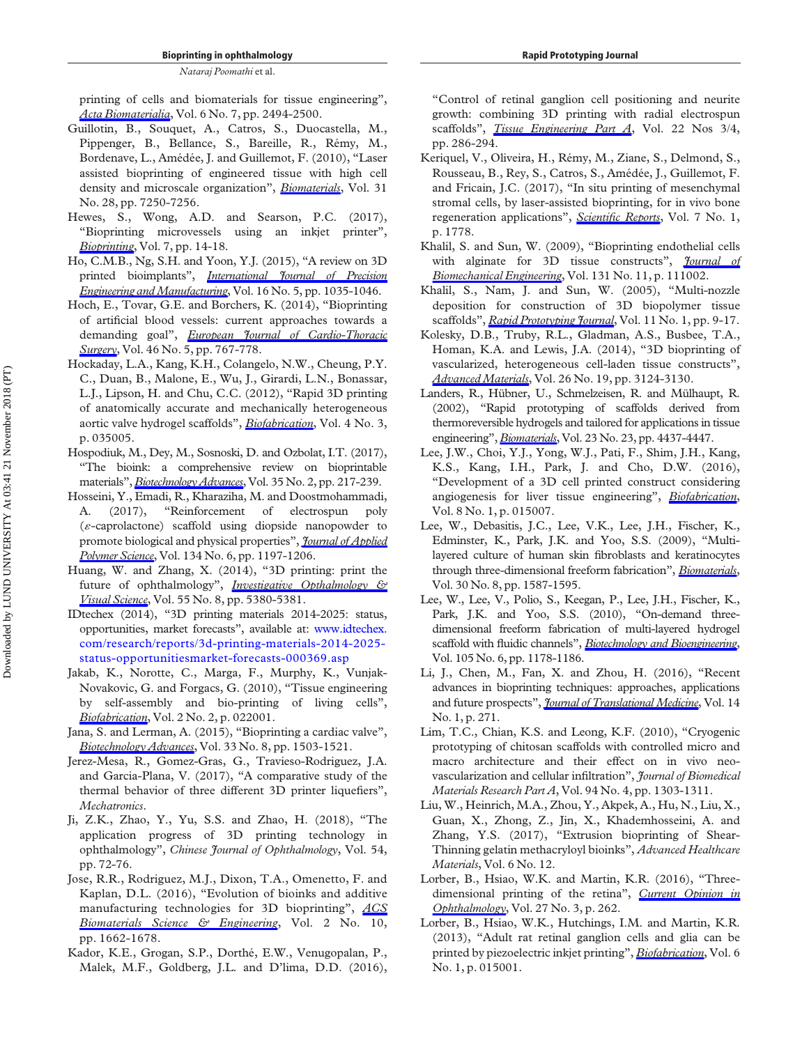printing of cells and biomaterials for tissue engineering", *Acta Biomaterialia*, Vol. 6 No. 7, pp. 2494-2500.

Guillotin, B., Souquet, A., Catros, S., Duocastella, M., Pippenger, B., Bellance, S., Bareille, R., Rémy, M., Bordenave, L., Amédée, J. and Guillemot, F. (2010), "Laser assisted bioprinting of engineered tissue with high cell density and microscale organization", *Biomaterials*, Vol. 31 No. 28, pp. 7250-7256.

Hewes, S., Wong, A.D. and Searson, P.C. (2017), "Bioprinting microvessels using an inkjet printer", *Bioprinting*, Vol. 7, pp. 14-18.

Ho, C.M.B., Ng, S.H. and Yoon, Y.J. (2015), "A review on 3D printed bioimplants", *International Journal of Precision Engineering and Manufacturing*, Vol. 16 No. 5, pp. 1035-1046.

Hoch, E., Tovar, G.E. and Borchers, K. (2014), "Bioprinting of artificial blood vessels: current approaches towards a demanding goal", *European Journal of Cardio-Thoracic Surgery*, Vol. 46 No. 5, pp. 767-778.

Hockaday, L.A., Kang, K.H., Colangelo, N.W., Cheung, P.Y. C., Duan, B., Malone, E., Wu, J., Girardi, L.N., Bonassar, L.J., Lipson, H. and Chu, C.C. (2012), "Rapid 3D printing of anatomically accurate and mechanically heterogeneous aortic valve hydrogel scaffolds", *Biofabrication*, Vol. 4 No. 3, p. 035005.

Hospodiuk, M., Dey, M., Sosnoski, D. and Ozbolat, I.T. (2017), "The bioink: a comprehensive review on bioprintable materials", *Biotechnology Advances*, Vol. 35 No. 2, pp. 217-239.

Hosseini, Y., Emadi, R., Kharaziha, M. and Doostmohammadi, A. (2017), "Reinforcement of electrospun poly ($\varepsilon$-caprolactone) scaffold using diopside nanopowder to promote biological and physical properties", *Journal of Applied Polymer Science*, Vol. 134 No. 6, pp. 1197-1206.

Huang, W. and Zhang, X. (2014), "3D printing: print the future of ophthalmology", *Investigative Opthalmology & Visual Science*, Vol. 55 No. 8, pp. 5380-5381.

IDtechex (2014), "3D printing materials 2014-2025: status, opportunities, market forecasts", available at: www.idtechex.com/research/reports/3d-printing-materials-2014-2025-status-opportunitiesmarket-forecasts-000369.asp

Jakab, K., Norotte, C., Marga, F., Murphy, K., Vunjak-Novakovic, G. and Forgacs, G. (2010), "Tissue engineering by self-assembly and bio-printing of living cells", *Biofabrication*, Vol. 2 No. 2, p. 022001.

Jana, S. and Lerman, A. (2015), "Bioprinting a cardiac valve", *Biotechnology Advances*, Vol. 33 No. 8, pp. 1503-1521.

Jerez-Mesa, R., Gomez-Gras, G., Travieso-Rodriguez, J.A. and Garcia-Plana, V. (2017), "A comparative study of the thermal behavior of three different 3D printer liquefiers", *Mechatronics*.

Ji, Z.K., Zhao, Y., Yu, S.S. and Zhao, H. (2018), "The application progress of 3D printing technology in ophthalmology", *Chinese Journal of Ophthalmology*, Vol. 54, pp. 72-76.

Jose, R.R., Rodriguez, M.J., Dixon, T.A., Omenetto, F. and Kaplan, D.L. (2016), "Evolution of bioinks and additive manufacturing technologies for 3D bioprinting", *ACS Biomaterials Science & Engineering*, Vol. 2 No. 10, pp. 1662-1678.

Kador, K.E., Grogan, S.P., Dorthé, E.W., Venugopalan, P., Malek, M.F., Goldberg, J.L. and D'lima, D.D. (2016), "Control of retinal ganglion cell positioning and neurite growth: combining 3D printing with radial electrospun scaffolds", *Tissue Engineering Part A*, Vol. 22 Nos 3/4, pp. 286-294.

Keriquel, V., Oliveira, H., Rémy, M., Ziane, S., Delmond, S., Rousseau, B., Rey, S., Catros, S., Amédée, J., Guillemot, F. and Fricain, J.C. (2017), "In situ printing of mesenchymal stromal cells, by laser-assisted bioprinting, for in vivo bone regeneration applications", *Scientific Reports*, Vol. 7 No. 1, p. 1778.

Khalil, S. and Sun, W. (2009), "Bioprinting endothelial cells with alginate for 3D tissue constructs", *Journal of Biomechanical Engineering*, Vol. 131 No. 11, p. 111002.

Khalil, S., Nam, J. and Sun, W. (2005), "Multi-nozzle deposition for construction of 3D biopolymer tissue scaffolds", *Rapid Prototyping Journal*, Vol. 11 No. 1, pp. 9-17.

Kolesky, D.B., Truby, R.L., Gladman, A.S., Busbee, T.A., Homan, K.A. and Lewis, J.A. (2014), "3D bioprinting of vascularized, heterogeneous cell-laden tissue constructs", *Advanced Materials*, Vol. 26 No. 19, pp. 3124-3130.

Landers, R., Hübner, U., Schmelzeisen, R. and Mülhaupt, R. (2002), "Rapid prototyping of scaffolds derived from thermoreversible hydrogels and tailored for applications in tissue engineering", *Biomaterials*, Vol. 23 No. 23, pp. 4437-4447.

Lee, J.W., Choi, Y.J., Yong, W.J., Pati, F., Shim, J.H., Kang, K.S., Kang, I.H., Park, J. and Cho, D.W. (2016), "Development of a 3D cell printed construct considering angiogenesis for liver tissue engineering", *Biofabrication*, Vol. 8 No. 1, p. 015007.

Lee, W., Debasitis, J.C., Lee, V.K., Lee, J.H., Fischer, K., Edminster, K., Park, J.K. and Yoo, S.S. (2009), "Multi-layered culture of human skin fibroblasts and keratinocytes through three-dimensional freeform fabrication", *Biomaterials*, Vol. 30 No. 8, pp. 1587-1595.

Lee, W., Lee, V., Polio, S., Keegan, P., Lee, J.H., Fischer, K., Park, J.K. and Yoo, S.S. (2010), "On-demand three-dimensional freeform fabrication of multi-layered hydrogel scaffold with fluidic channels", *Biotechnology and Bioengineering*, Vol. 105 No. 6, pp. 1178-1186.

Li, J., Chen, M., Fan, X. and Zhou, H. (2016), "Recent advances in bioprinting techniques: approaches, applications and future prospects", *Journal of Translational Medicine*, Vol. 14 No. 1, p. 271.

Lim, T.C., Chian, K.S. and Leong, K.F. (2010), "Cryogenic prototyping of chitosan scaffolds with controlled micro and macro architecture and their effect on in vivo neo-vascularization and cellular infiltration", *Journal of Biomedical Materials Research Part A*, Vol. 94 No. 4, pp. 1303-1311.

Liu, W., Heinrich, M.A., Zhou, Y., Akpek, A., Hu, N., Liu, X., Guan, X., Zhong, Z., Jin, X., Khademhosseini, A. and Zhang, Y.S. (2017), "Extrusion bioprinting of Shear-Thinning gelatin methacryloyl bioinks", *Advanced Healthcare Materials*, Vol. 6 No. 12.

Lorber, B., Hsiao, W.K. and Martin, K.R. (2016), "Three-dimensional printing of the retina", *Current Opinion in Ophthalmology*, Vol. 27 No. 3, p. 262.

Lorber, B., Hsiao, W.K., Hutchings, I.M. and Martin, K.R. (2013), "Adult rat retinal ganglion cells and glia can be printed by piezoelectric inkjet printing", *Biofabrication*, Vol. 6 No. 1, p. 015001.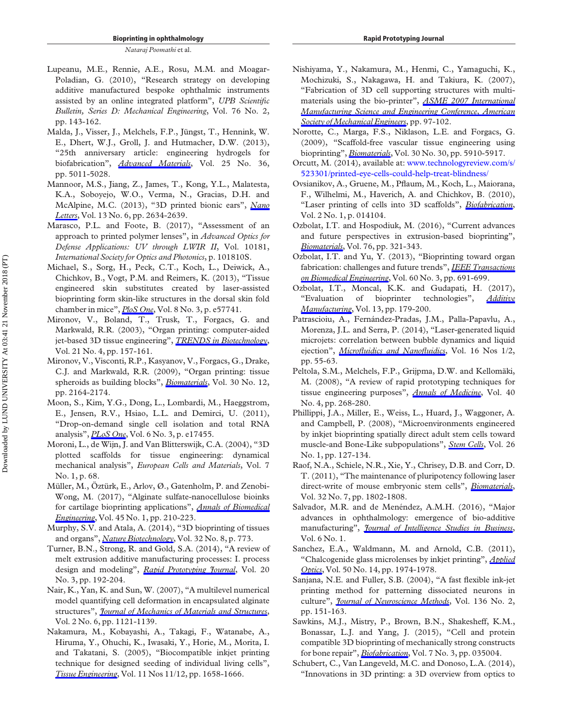Lupeanu, M.E., Rennie, A.E., Rosu, M.M. and Moagar-Poladian, G. (2010), "Research strategy on developing additive manufactured bespoke ophthalmic instruments assisted by an online integrated platform", *UPB Scientific Bulletin, Series D: Mechanical Engineering*, Vol. 76 No. 2, pp. 143-162.

Malda, J., Visser, J., Melchels, F.P., Jüngst, T., Hennink, W. E., Dhert, W.J., Groll, J. and Hutmacher, D.W. (2013), "25th anniversary article: engineering hydrogels for biofabrication", *Advanced Materials*, Vol. 25 No. 36, pp. 5011-5028.

Mannoor, M.S., Jiang, Z., James, T., Kong, Y.L., Malatesta, K.A., Soboyejo, W.O., Verma, N., Gracias, D.H. and McAlpine, M.C. (2013), "3D printed bionic ears", *Nano Letters*, Vol. 13 No. 6, pp. 2634-2639.

Marasco, P.L. and Foote, B. (2017), "Assessment of an approach to printed polymer lenses", in *Advanced Optics for Defense Applications: UV through LWIR II*, Vol. 10181, *International Society for Optics and Photonics*, p. 101810S.

Michael, S., Sorg, H., Peck, C.T., Koch, L., Deiwick, A., Chichkov, B., Vogt, P.M. and Reimers, K. (2013), "Tissue engineered skin substitutes created by laser-assisted bioprinting form skin-like structures in the dorsal skin fold chamber in mice", *PloS One*, Vol. 8 No. 3, p. e57741.

Mironov, V., Boland, T., Trusk, T., Forgacs, G. and Markwald, R.R. (2003), "Organ printing: computer-aided jet-based 3D tissue engineering", *TRENDS in Biotechnology*, Vol. 21 No. 4, pp. 157-161.

Mironov, V., Visconti, R.P., Kasyanov, V., Forgacs, G., Drake, C.J. and Markwald, R.R. (2009), "Organ printing: tissue spheroids as building blocks", *Biomaterials*, Vol. 30 No. 12, pp. 2164-2174.

Moon, S., Kim, Y.G., Dong, L., Lombardi, M., Haeggstrom, E., Jensen, R.V., Hsiao, L.L. and Demirci, U. (2011), "Drop-on-demand single cell isolation and total RNA analysis", *PLoS One*, Vol. 6 No. 3, p. e17455.

Moroni, L., de Wijn, J. and Van Blitterswijk, C.A. (2004), "3D plotted scaffolds for tissue engineering: dynamical mechanical analysis", *European Cells and Materials*, Vol. 7 No. 1, p. 68.

Müller, M., Öztürk, E., Arlov, Ø., Gatenholm, P. and Zenobi-Wong, M. (2017), "Alginate sulfate-nanocellulose bioinks for cartilage bioprinting applications", *Annals of Biomedical Engineering*, Vol. 45 No. 1, pp. 210-223.

Murphy, S.V. and Atala, A. (2014), "3D bioprinting of tissues and organs", *Nature Biotechnology*, Vol. 32 No. 8, p. 773.

Turner, B.N., Strong, R. and Gold, S.A. (2014), "A review of melt extrusion additive manufacturing processes: I. process design and modeling", *Rapid Prototyping Journal*, Vol. 20 No. 3, pp. 192-204.

Nair, K., Yan, K. and Sun, W. (2007), "A multilevel numerical model quantifying cell deformation in encapsulated alginate structures", *Journal of Mechanics of Materials and Structures*, Vol. 2 No. 6, pp. 1121-1139.

Nakamura, M., Kobayashi, A., Takagi, F., Watanabe, A., Hiruma, Y., Ohuchi, K., Iwasaki, Y., Horie, M., Morita, I. and Takatani, S. (2005), "Biocompatible inkjet printing technique for designed seeding of individual living cells", *Tissue Engineering*, Vol. 11 Nos 11/12, pp. 1658-1666.

Nishiyama, Y., Nakamura, M., Henmi, C., Yamaguchi, K., Mochizuki, S., Nakagawa, H. and Takiura, K. (2007), "Fabrication of 3D cell supporting structures with multi-materials using the bio-printer", *ASME 2007 International Manufacturing Science and Engineering Conference, American Society of Mechanical Engineers*, pp. 97-102.

Norotte, C., Marga, F.S., Niklason, L.E. and Forgacs, G. (2009), "Scaffold-free vascular tissue engineering using bioprinting", *Biomaterials*, Vol. 30 No. 30, pp. 5910-5917.

Orcutt, M. (2014), available at: www.technologyreview.com/s/523301/printed-eye-cells-could-help-treat-blindness/

Ovsianikov, A., Gruene, M., Pflaum, M., Koch, L., Maiorana, F., Wilhelmi, M., Haverich, A. and Chichkov, B. (2010), "Laser printing of cells into 3D scaffolds", *Biofabrication*, Vol. 2 No. 1, p. 014104.

Ozbolat, I.T. and Hospodiuk, M. (2016), "Current advances and future perspectives in extrusion-based bioprinting", *Biomaterials*, Vol. 76, pp. 321-343.

Ozbolat, I.T. and Yu, Y. (2013), "Bioprinting toward organ fabrication: challenges and future trends", *IEEE Transactions on Biomedical Engineering*, Vol. 60 No. 3, pp. 691-699.

Ozbolat, I.T., Moncal, K.K. and Gudapati, H. (2017), "Evaluation of bioprinter technologies", *Additive Manufacturing*, Vol. 13, pp. 179-200.

Patrascioiu, A., Fernández-Pradas, J.M., Palla-Papavlu, A., Morenza, J.L. and Serra, P. (2014), "Laser-generated liquid microjets: correlation between bubble dynamics and liquid ejection", *Microfluidics and Nanofluidics*, Vol. 16 Nos 1/2, pp. 55-63.

Peltola, S.M., Melchels, F.P., Grijpma, D.W. and Kellomäki, M. (2008), "A review of rapid prototyping techniques for tissue engineering purposes", *Annals of Medicine*, Vol. 40 No. 4, pp. 268-280.

Phillippi, J.A., Miller, E., Weiss, L., Huard, J., Waggoner, A. and Campbell, P. (2008), "Microenvironments engineered by inkjet bioprinting spatially direct adult stem cells toward muscle-and Bone-Like subpopulations", *Stem Cells*, Vol. 26 No. 1, pp. 127-134.

Raof, N.A., Schiele, N.R., Xie, Y., Chrisey, D.B. and Corr, D. T. (2011), "The maintenance of pluripotency following laser direct-write of mouse embryonic stem cells", *Biomaterials*, Vol. 32 No. 7, pp. 1802-1808.

Salvador, M.R. and de Menéndez, A.M.H. (2016), "Major advances in ophthalmology: emergence of bio-additive manufacturing", *Journal of Intelligence Studies in Business*, Vol. 6 No. 1.

Sanchez, E.A., Waldmann, M. and Arnold, C.B. (2011), "Chalcogenide glass microlenses by inkjet printing", *Applied Optics*, Vol. 50 No. 14, pp. 1974-1978.

Sanjana, N.E. and Fuller, S.B. (2004), "A fast flexible ink-jet printing method for patterning dissociated neurons in culture", *Journal of Neuroscience Methods*, Vol. 136 No. 2, pp. 151-163.

Sawkins, M.J., Mistry, P., Brown, B.N., Shakesheff, K.M., Bonassar, L.J. and Yang, J. (2015), "Cell and protein compatible 3D bioprinting of mechanically strong constructs for bone repair", *Biofabrication*, Vol. 7 No. 3, pp. 035004.

Schubert, C., Van Langeveld, M.C. and Donoso, L.A. (2014), "Innovations in 3D printing: a 3D overview from optics to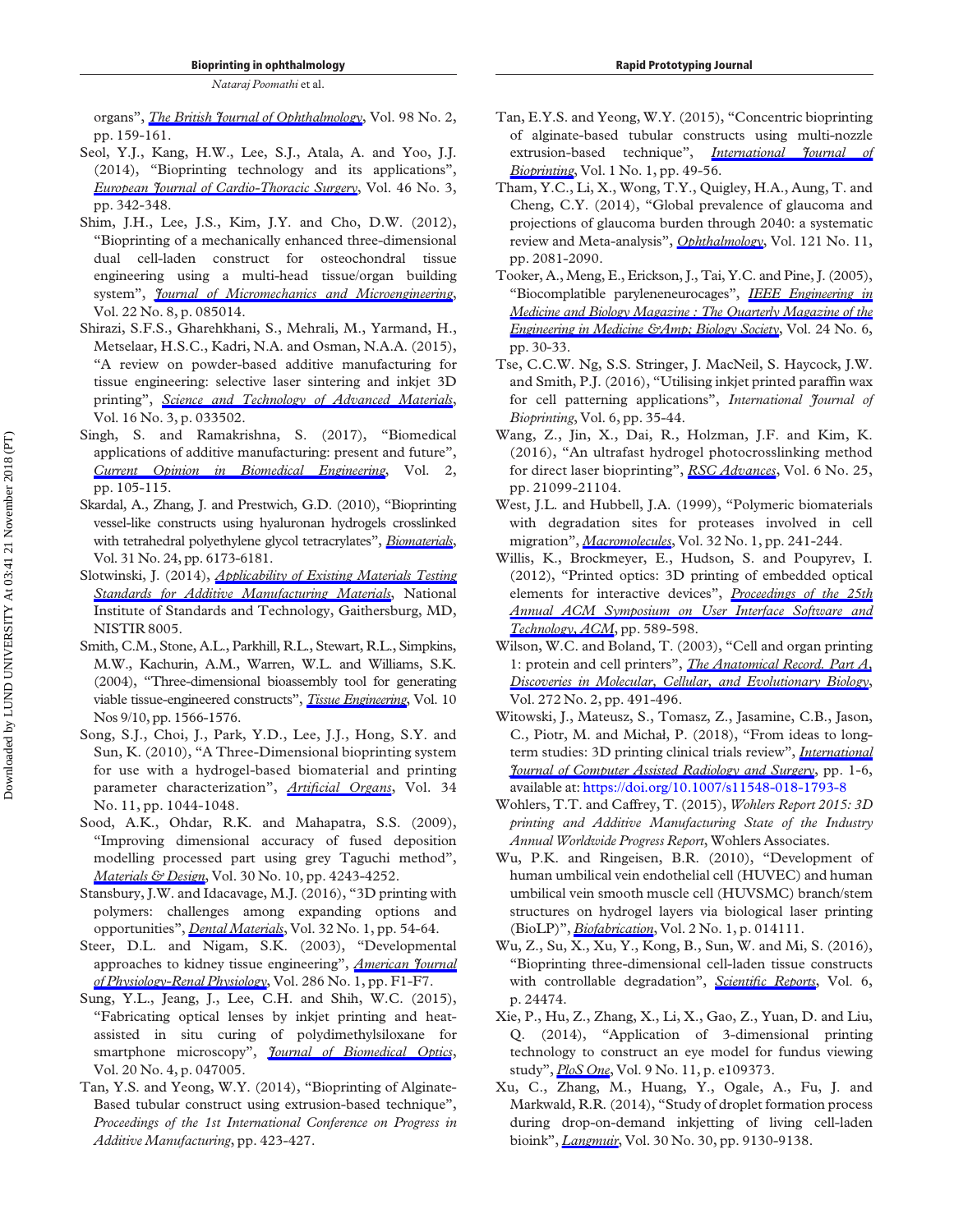organs", *The British Journal of Ophthalmology*, Vol. 98 No. 2, pp. 159-161.

Seol, Y.J., Kang, H.W., Lee, S.J., Atala, A. and Yoo, J.J. (2014), "Bioprinting technology and its applications", *European Journal of Cardio-Thoracic Surgery*, Vol. 46 No. 3, pp. 342-348.

Shim, J.H., Lee, J.S., Kim, J.Y. and Cho, D.W. (2012), "Bioprinting of a mechanically enhanced three-dimensional dual cell-laden construct for osteochondral tissue engineering using a multi-head tissue/organ building system", *Journal of Micromechanics and Microengineering*, Vol. 22 No. 8, p. 085014.

Shirazi, S.F.S., Gharehkhani, S., Mehrali, M., Yarmand, H., Metselaar, H.S.C., Kadri, N.A. and Osman, N.A.A. (2015), "A review on powder-based additive manufacturing for tissue engineering: selective laser sintering and inkjet 3D printing", *Science and Technology of Advanced Materials*, Vol. 16 No. 3, p. 033502.

Singh, S. and Ramakrishna, S. (2017), "Biomedical applications of additive manufacturing: present and future", *Current Opinion in Biomedical Engineering*, Vol. 2, pp. 105-115.

Skardal, A., Zhang, J. and Prestwich, G.D. (2010), "Bioprinting vessel-like constructs using hyaluronan hydrogels crosslinked with tetrahedral polyethylene glycol tetracrylates", *Biomaterials*, Vol. 31 No. 24, pp. 6173-6181.

Slotwinski, J. (2014), *Applicability of Existing Materials Testing Standards for Additive Manufacturing Materials*, National Institute of Standards and Technology, Gaithersburg, MD, NISTIR 8005.

Smith, C.M., Stone, A.L., Parkhill, R.L., Stewart, R.L., Simpkins, M.W., Kachurin, A.M., Warren, W.L. and Williams, S.K. (2004), "Three-dimensional bioassembly tool for generating viable tissue-engineered constructs", *Tissue Engineering*, Vol. 10 Nos 9/10, pp. 1566-1576.

Song, S.J., Choi, J., Park, Y.D., Lee, J.J., Hong, S.Y. and Sun, K. (2010), "A Three-Dimensional bioprinting system for use with a hydrogel-based biomaterial and printing parameter characterization", *Artificial Organs*, Vol. 34 No. 11, pp. 1044-1048.

Sood, A.K., Ohdar, R.K. and Mahapatra, S.S. (2009), "Improving dimensional accuracy of fused deposition modelling processed part using grey Taguchi method", *Materials & Design*, Vol. 30 No. 10, pp. 4243-4252.

Stansbury, J.W. and Idacavage, M.J. (2016), "3D printing with polymers: challenges among expanding options and opportunities", *Dental Materials*, Vol. 32 No. 1, pp. 54-64.

Steer, D.L. and Nigam, S.K. (2003), "Developmental approaches to kidney tissue engineering", *American Journal of Physiology-Renal Physiology*, Vol. 286 No. 1, pp. F1-F7.

Sung, Y.L., Jeang, J., Lee, C.H. and Shih, W.C. (2015), "Fabricating optical lenses by inkjet printing and heat-assisted in situ curing of polydimethylsiloxane for smartphone microscopy", *Journal of Biomedical Optics*, Vol. 20 No. 4, p. 047005.

Tan, Y.S. and Yeong, W.Y. (2014), "Bioprinting of Alginate-Based tubular construct using extrusion-based technique", *Proceedings of the 1st International Conference on Progress in Additive Manufacturing*, pp. 423-427.

Tan, E.Y.S. and Yeong, W.Y. (2015), "Concentric bioprinting of alginate-based tubular constructs using multi-nozzle extrusion-based technique", *International Journal of Bioprinting*, Vol. 1 No. 1, pp. 49-56.

Tham, Y.C., Li, X., Wong, T.Y., Quigley, H.A., Aung, T. and Cheng, C.Y. (2014), "Global prevalence of glaucoma and projections of glaucoma burden through 2040: a systematic review and Meta-analysis", *Ophthalmology*, Vol. 121 No. 11, pp. 2081-2090.

Tooker, A., Meng, E., Erickson, J., Tai, Y.C. and Pine, J. (2005), "Biocomplatible parylene­neurocages", *IEEE Engineering in Medicine and Biology Magazine : The Quarterly Magazine of the Engineering in Medicine &Amp; Biology Society*, Vol. 24 No. 6, pp. 30-33.

Tse, C.C.W. Ng, S.S. Stringer, J. MacNeil, S. Haycock, J.W. and Smith, P.J. (2016), "Utilising inkjet printed paraffin wax for cell patterning applications", *International Journal of Bioprinting*, Vol. 6, pp. 35-44.

Wang, Z., Jin, X., Dai, R., Holzman, J.F. and Kim, K. (2016), "An ultrafast hydrogel photocrosslinking method for direct laser bioprinting", *RSC Advances*, Vol. 6 No. 25, pp. 21099-21104.

West, J.L. and Hubbell, J.A. (1999), "Polymeric biomaterials with degradation sites for proteases involved in cell migration", *Macromolecules*, Vol. 32 No. 1, pp. 241-244.

Willis, K., Brockmeyer, E., Hudson, S. and Poupyrev, I. (2012), "Printed optics: 3D printing of embedded optical elements for interactive devices", *Proceedings of the 25th Annual ACM Symposium on User Interface Software and Technology, ACM*, pp. 589-598.

Wilson, W.C. and Boland, T. (2003), "Cell and organ printing 1: protein and cell printers", *The Anatomical Record. Part A, Discoveries in Molecular, Cellular, and Evolutionary Biology*, Vol. 272 No. 2, pp. 491-496.

Witowski, J., Mateusz, S., Tomasz, Z., Jasamine, C.B., Jason, C., Piotr, M. and Michał, P. (2018), "From ideas to long-term studies: 3D printing clinical trials review", *International Journal of Computer Assisted Radiology and Surgery*, pp. 1-6, available at: https://doi.org/10.1007/s11548-018-1793-8

Wohlers, T.T. and Caffrey, T. (2015), *Wohlers Report 2015: 3D printing and Additive Manufacturing State of the Industry Annual Worldwide Progress Report*, Wohlers Associates.

Wu, P.K. and Ringeisen, B.R. (2010), "Development of human umbilical vein endothelial cell (HUVEC) and human umbilical vein smooth muscle cell (HUVSMC) branch/stem structures on hydrogel layers via biological laser printing (BioLP)", *Biofabrication*, Vol. 2 No. 1, p. 014111.

Wu, Z., Su, X., Xu, Y., Kong, B., Sun, W. and Mi, S. (2016), "Bioprinting three-dimensional cell-laden tissue constructs with controllable degradation", *Scientific Reports*, Vol. 6, p. 24474.

Xie, P., Hu, Z., Zhang, X., Li, X., Gao, Z., Yuan, D. and Liu, Q. (2014), "Application of 3-dimensional printing technology to construct an eye model for fundus viewing study", *PloS One*, Vol. 9 No. 11, p. e109373.

Xu, C., Zhang, M., Huang, Y., Ogale, A., Fu, J. and Markwald, R.R. (2014), "Study of droplet formation process during drop-on-demand inkjetting of living cell-laden bioink", *Langmuir*, Vol. 30 No. 30, pp. 9130-9138.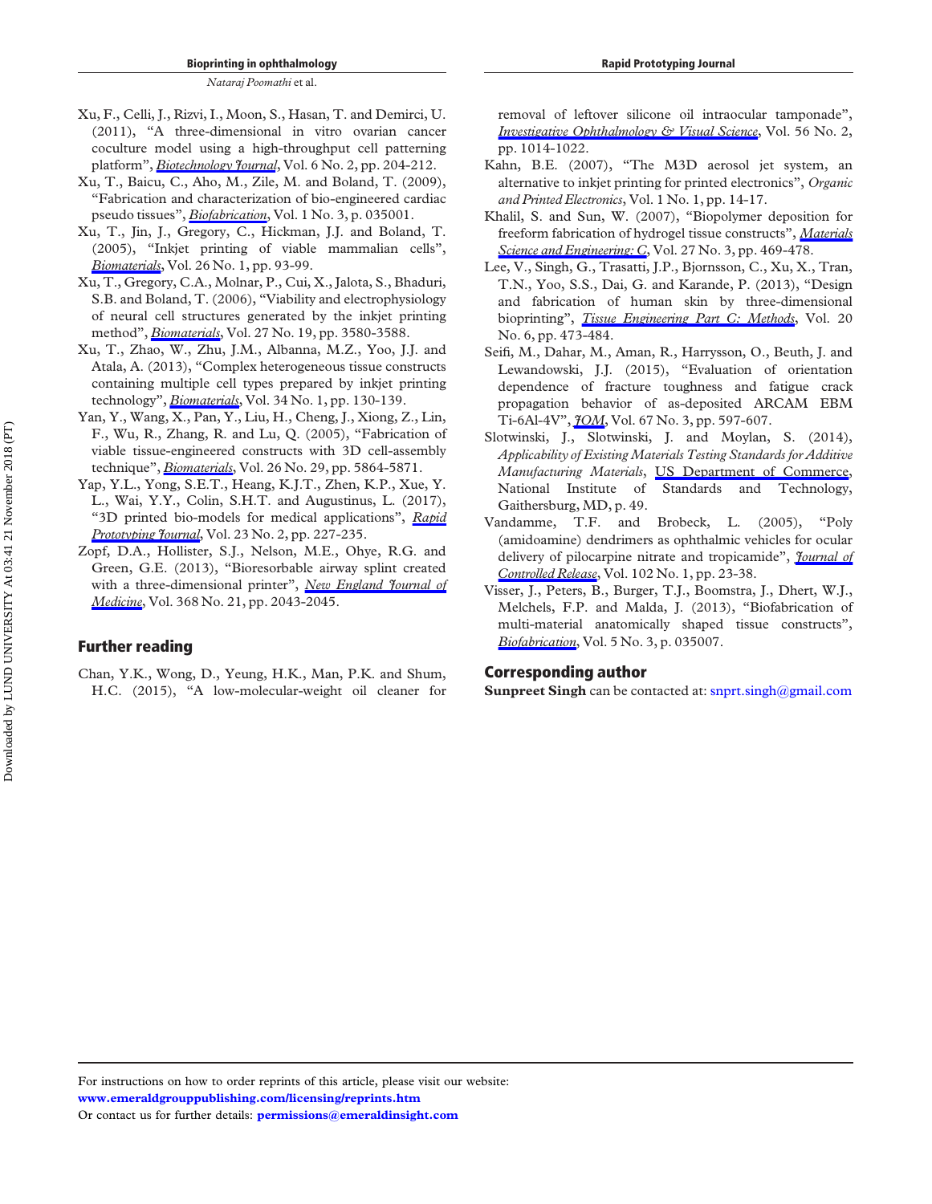Xu, F., Celli, J., Rizvi, I., Moon, S., Hasan, T. and Demirci, U. (2011), "A three-dimensional in vitro ovarian cancer coculture model using a high-throughput cell patterning platform", *Biotechnology Journal*, Vol. 6 No. 2, pp. 204-212.

Xu, T., Baicu, C., Aho, M., Zile, M. and Boland, T. (2009), "Fabrication and characterization of bio-engineered cardiac pseudo tissues", *Biofabrication*, Vol. 1 No. 3, p. 035001.

Xu, T., Jin, J., Gregory, C., Hickman, J.J. and Boland, T. (2005), "Inkjet printing of viable mammalian cells", *Biomaterials*, Vol. 26 No. 1, pp. 93-99.

Xu, T., Gregory, C.A., Molnar, P., Cui, X., Jalota, S., Bhaduri, S.B. and Boland, T. (2006), "Viability and electrophysiology of neural cell structures generated by the inkjet printing method", *Biomaterials*, Vol. 27 No. 19, pp. 3580-3588.

Xu, T., Zhao, W., Zhu, J.M., Albanna, M.Z., Yoo, J.J. and Atala, A. (2013), "Complex heterogeneous tissue constructs containing multiple cell types prepared by inkjet printing technology", *Biomaterials*, Vol. 34 No. 1, pp. 130-139.

Yan, Y., Wang, X., Pan, Y., Liu, H., Cheng, J., Xiong, Z., Lin, F., Wu, R., Zhang, R. and Lu, Q. (2005), "Fabrication of viable tissue-engineered constructs with 3D cell-assembly technique", *Biomaterials*, Vol. 26 No. 29, pp. 5864-5871.

Yap, Y.L., Yong, S.E.T., Heang, K.J.T., Zhen, K.P., Xue, Y. L., Wai, Y.Y., Colin, S.H.T. and Augustinus, L. (2017), "3D printed bio-models for medical applications", *Rapid Prototyping Journal*, Vol. 23 No. 2, pp. 227-235.

Zopf, D.A., Hollister, S.J., Nelson, M.E., Ohye, R.G. and Green, G.E. (2013), "Bioresorbable airway splint created with a three-dimensional printer", *New England Journal of Medicine*, Vol. 368 No. 21, pp. 2043-2045.

## Further reading

Chan, Y.K., Wong, D., Yeung, H.K., Man, P.K. and Shum, H.C. (2015), "A low-molecular-weight oil cleaner for removal of leftover silicone oil intraocular tamponade", *Investigative Ophthalmology & Visual Science*, Vol. 56 No. 2, pp. 1014-1022.

Kahn, B.E. (2007), "The M3D aerosol jet system, an alternative to inkjet printing for printed electronics", *Organic and Printed Electronics*, Vol. 1 No. 1, pp. 14-17.

Khalil, S. and Sun, W. (2007), "Biopolymer deposition for freeform fabrication of hydrogel tissue constructs", *Materials Science and Engineering: C*, Vol. 27 No. 3, pp. 469-478.

Lee, V., Singh, G., Trasatti, J.P., Bjornsson, C., Xu, X., Tran, T.N., Yoo, S.S., Dai, G. and Karande, P. (2013), "Design and fabrication of human skin by three-dimensional bioprinting", *Tissue Engineering Part C: Methods*, Vol. 20 No. 6, pp. 473-484.

Seifi, M., Dahar, M., Aman, R., Harrysson, O., Beuth, J. and Lewandowski, J.J. (2015), "Evaluation of orientation dependence of fracture toughness and fatigue crack propagation behavior of as-deposited ARCAM EBM Ti-6Al-4V", *JOM*, Vol. 67 No. 3, pp. 597-607.

Slotwinski, J., Slotwinski, J. and Moylan, S. (2014), *Applicability of Existing Materials Testing Standards for Additive Manufacturing Materials*, US Department of Commerce, National Institute of Standards and Technology, Gaithersburg, MD, p. 49.

Vandamme, T.F. and Brobeck, L. (2005), "Poly (amidoamine) dendrimers as ophthalmic vehicles for ocular delivery of pilocarpine nitrate and tropicamide", *Journal of Controlled Release*, Vol. 102 No. 1, pp. 23-38.

Visser, J., Peters, B., Burger, T.J., Boomstra, J., Dhert, W.J., Melchels, F.P. and Malda, J. (2013), "Biofabrication of multi-material anatomically shaped tissue constructs", *Biofabrication*, Vol. 5 No. 3, p. 035007.

## Corresponding author

**Sunpreet Singh** can be contacted at: snprt.singh@gmail.com

For instructions on how to order reprints of this article, please visit our website:
**www.emeraldgrouppublishing.com/licensing/reprints.htm**
Or contact us for further details: **permissions@emeraldinsight.com**